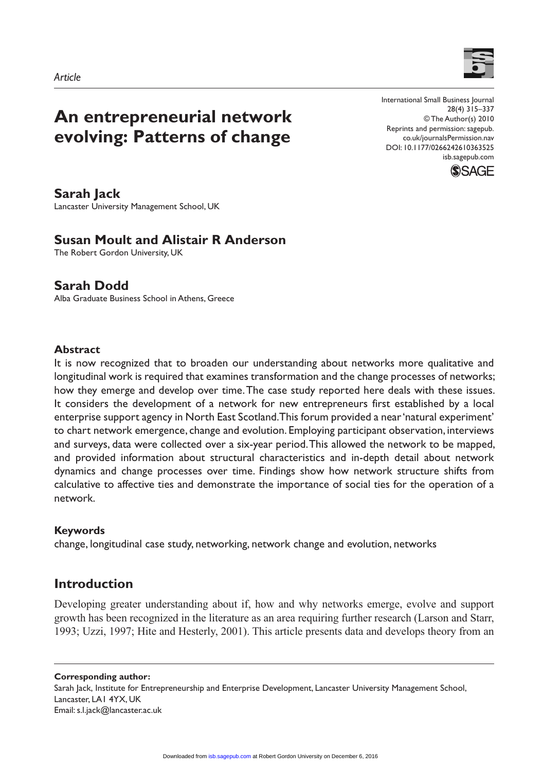Article

# An entrepreneurial network evolving: Patterns of change

International Small Business Journal
28(4) 315–337
© The Author(s) 2010
Reprints and permission: sagepub.co.uk/journalsPermission.nav
DOI: 10.1177/0266242610363525
isb.sagepub.com

**Sarah Jack**
Lancaster University Management School, UK

**Susan Moult and Alistair R Anderson**
The Robert Gordon University, UK

**Sarah Dodd**
Alba Graduate Business School in Athens, Greece

### Abstract

It is now recognized that to broaden our understanding about networks more qualitative and longitudinal work is required that examines transformation and the change processes of networks; how they emerge and develop over time. The case study reported here deals with these issues. It considers the development of a network for new entrepreneurs first established by a local enterprise support agency in North East Scotland. This forum provided a near 'natural experiment' to chart network emergence, change and evolution. Employing participant observation, interviews and surveys, data were collected over a six-year period. This allowed the network to be mapped, and provided information about structural characteristics and in-depth detail about network dynamics and change processes over time. Findings show how network structure shifts from calculative to affective ties and demonstrate the importance of social ties for the operation of a network.

### Keywords

change, longitudinal case study, networking, network change and evolution, networks

## Introduction

Developing greater understanding about if, how and why networks emerge, evolve and support growth has been recognized in the literature as an area requiring further research (Larson and Starr, 1993; Uzzi, 1997; Hite and Hesterly, 2001). This article presents data and develops theory from an

**Corresponding author:**
Sarah Jack, Institute for Entrepreneurship and Enterprise Development, Lancaster University Management School, Lancaster, LA1 4YX, UK
Email: s.l.jack@lancaster.ac.uk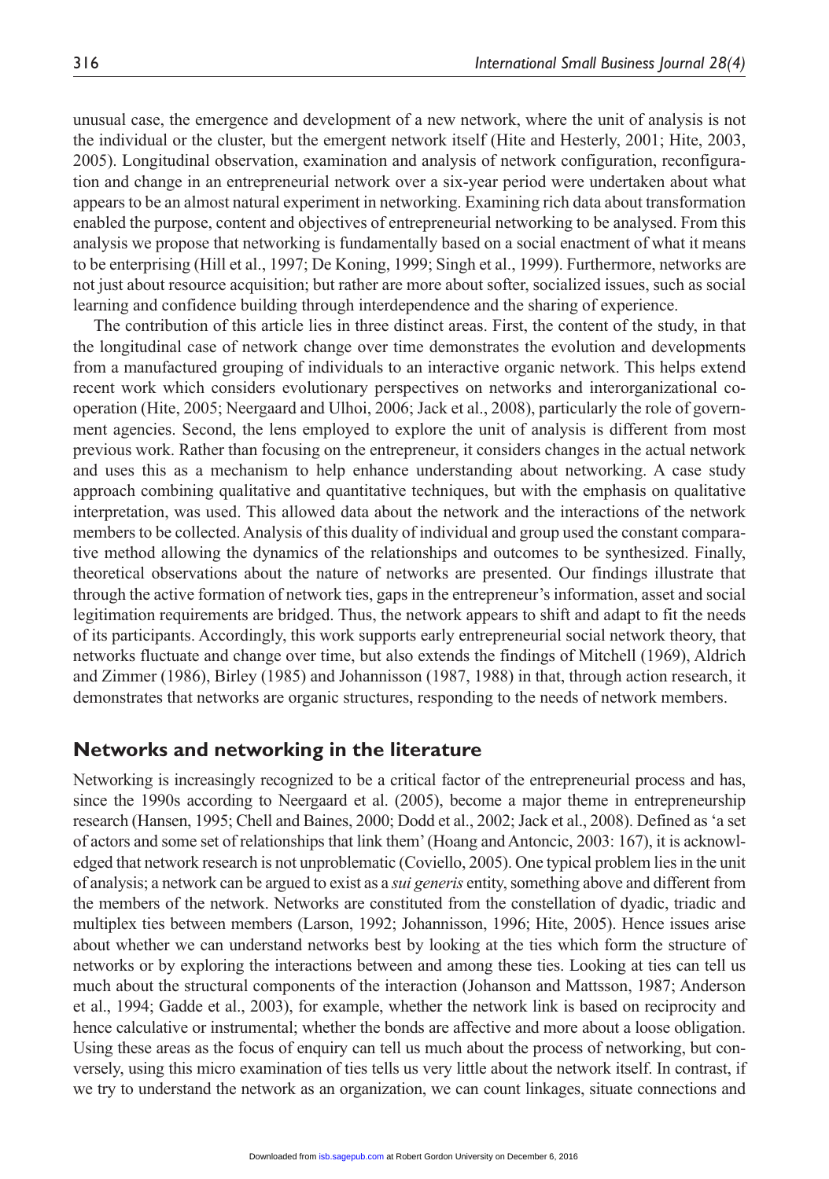unusual case, the emergence and development of a new network, where the unit of analysis is not the individual or the cluster, but the emergent network itself (Hite and Hesterly, 2001; Hite, 2003, 2005). Longitudinal observation, examination and analysis of network configuration, reconfiguration and change in an entrepreneurial network over a six-year period were undertaken about what appears to be an almost natural experiment in networking. Examining rich data about transformation enabled the purpose, content and objectives of entrepreneurial networking to be analysed. From this analysis we propose that networking is fundamentally based on a social enactment of what it means to be enterprising (Hill et al., 1997; De Koning, 1999; Singh et al., 1999). Furthermore, networks are not just about resource acquisition; but rather are more about softer, socialized issues, such as social learning and confidence building through interdependence and the sharing of experience.

The contribution of this article lies in three distinct areas. First, the content of the study, in that the longitudinal case of network change over time demonstrates the evolution and developments from a manufactured grouping of individuals to an interactive organic network. This helps extend recent work which considers evolutionary perspectives on networks and interorganizational co-operation (Hite, 2005; Neergaard and Ulhoi, 2006; Jack et al., 2008), particularly the role of government agencies. Second, the lens employed to explore the unit of analysis is different from most previous work. Rather than focusing on the entrepreneur, it considers changes in the actual network and uses this as a mechanism to help enhance understanding about networking. A case study approach combining qualitative and quantitative techniques, but with the emphasis on qualitative interpretation, was used. This allowed data about the network and the interactions of the network members to be collected. Analysis of this duality of individual and group used the constant comparative method allowing the dynamics of the relationships and outcomes to be synthesized. Finally, theoretical observations about the nature of networks are presented. Our findings illustrate that through the active formation of network ties, gaps in the entrepreneur's information, asset and social legitimation requirements are bridged. Thus, the network appears to shift and adapt to fit the needs of its participants. Accordingly, this work supports early entrepreneurial social network theory, that networks fluctuate and change over time, but also extends the findings of Mitchell (1969), Aldrich and Zimmer (1986), Birley (1985) and Johannisson (1987, 1988) in that, through action research, it demonstrates that networks are organic structures, responding to the needs of network members.

## Networks and networking in the literature

Networking is increasingly recognized to be a critical factor of the entrepreneurial process and has, since the 1990s according to Neergaard et al. (2005), become a major theme in entrepreneurship research (Hansen, 1995; Chell and Baines, 2000; Dodd et al., 2002; Jack et al., 2008). Defined as 'a set of actors and some set of relationships that link them' (Hoang and Antoncic, 2003: 167), it is acknowledged that network research is not unproblematic (Coviello, 2005). One typical problem lies in the unit of analysis; a network can be argued to exist as a *sui generis* entity, something above and different from the members of the network. Networks are constituted from the constellation of dyadic, triadic and multiplex ties between members (Larson, 1992; Johannisson, 1996; Hite, 2005). Hence issues arise about whether we can understand networks best by looking at the ties which form the structure of networks or by exploring the interactions between and among these ties. Looking at ties can tell us much about the structural components of the interaction (Johanson and Mattsson, 1987; Anderson et al., 1994; Gadde et al., 2003), for example, whether the network link is based on reciprocity and hence calculative or instrumental; whether the bonds are affective and more about a loose obligation. Using these areas as the focus of enquiry can tell us much about the process of networking, but conversely, using this micro examination of ties tells us very little about the network itself. In contrast, if we try to understand the network as an organization, we can count linkages, situate connections and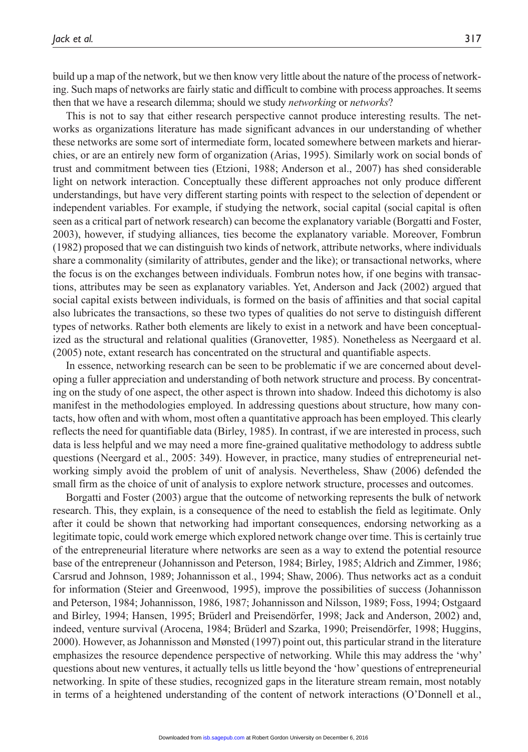build up a map of the network, but we then know very little about the nature of the process of networking. Such maps of networks are fairly static and difficult to combine with process approaches. It seems then that we have a research dilemma; should we study *networking* or *networks*?

This is not to say that either research perspective cannot produce interesting results. The networks as organizations literature has made significant advances in our understanding of whether these networks are some sort of intermediate form, located somewhere between markets and hierarchies, or are an entirely new form of organization (Arias, 1995). Similarly work on social bonds of trust and commitment between ties (Etzioni, 1988; Anderson et al., 2007) has shed considerable light on network interaction. Conceptually these different approaches not only produce different understandings, but have very different starting points with respect to the selection of dependent or independent variables. For example, if studying the network, social capital (social capital is often seen as a critical part of network research) can become the explanatory variable (Borgatti and Foster, 2003), however, if studying alliances, ties become the explanatory variable. Moreover, Fombrun (1982) proposed that we can distinguish two kinds of network, attribute networks, where individuals share a commonality (similarity of attributes, gender and the like); or transactional networks, where the focus is on the exchanges between individuals. Fombrun notes how, if one begins with transactions, attributes may be seen as explanatory variables. Yet, Anderson and Jack (2002) argued that social capital exists between individuals, is formed on the basis of affinities and that social capital also lubricates the transactions, so these two types of qualities do not serve to distinguish different types of networks. Rather both elements are likely to exist in a network and have been conceptualized as the structural and relational qualities (Granovetter, 1985). Nonetheless as Neergaard et al. (2005) note, extant research has concentrated on the structural and quantifiable aspects.

In essence, networking research can be seen to be problematic if we are concerned about developing a fuller appreciation and understanding of both network structure and process. By concentrating on the study of one aspect, the other aspect is thrown into shadow. Indeed this dichotomy is also manifest in the methodologies employed. In addressing questions about structure, how many contacts, how often and with whom, most often a quantitative approach has been employed. This clearly reflects the need for quantifiable data (Birley, 1985). In contrast, if we are interested in process, such data is less helpful and we may need a more fine-grained qualitative methodology to address subtle questions (Neergard et al., 2005: 349). However, in practice, many studies of entrepreneurial networking simply avoid the problem of unit of analysis. Nevertheless, Shaw (2006) defended the small firm as the choice of unit of analysis to explore network structure, processes and outcomes.

Borgatti and Foster (2003) argue that the outcome of networking represents the bulk of network research. This, they explain, is a consequence of the need to establish the field as legitimate. Only after it could be shown that networking had important consequences, endorsing networking as a legitimate topic, could work emerge which explored network change over time. This is certainly true of the entrepreneurial literature where networks are seen as a way to extend the potential resource base of the entrepreneur (Johannisson and Peterson, 1984; Birley, 1985; Aldrich and Zimmer, 1986; Carsrud and Johnson, 1989; Johannisson et al., 1994; Shaw, 2006). Thus networks act as a conduit for information (Steier and Greenwood, 1995), improve the possibilities of success (Johannisson and Peterson, 1984; Johannisson, 1986, 1987; Johannisson and Nilsson, 1989; Foss, 1994; Ostgaard and Birley, 1994; Hansen, 1995; Brüderl and Preisendörfer, 1998; Jack and Anderson, 2002) and, indeed, venture survival (Arocena, 1984; Brüderl and Szarka, 1990; Preisendörfer, 1998; Huggins, 2000). However, as Johannisson and Mønsted (1997) point out, this particular strand in the literature emphasizes the resource dependence perspective of networking. While this may address the 'why' questions about new ventures, it actually tells us little beyond the 'how' questions of entrepreneurial networking. In spite of these studies, recognized gaps in the literature stream remain, most notably in terms of a heightened understanding of the content of network interactions (O'Donnell et al.,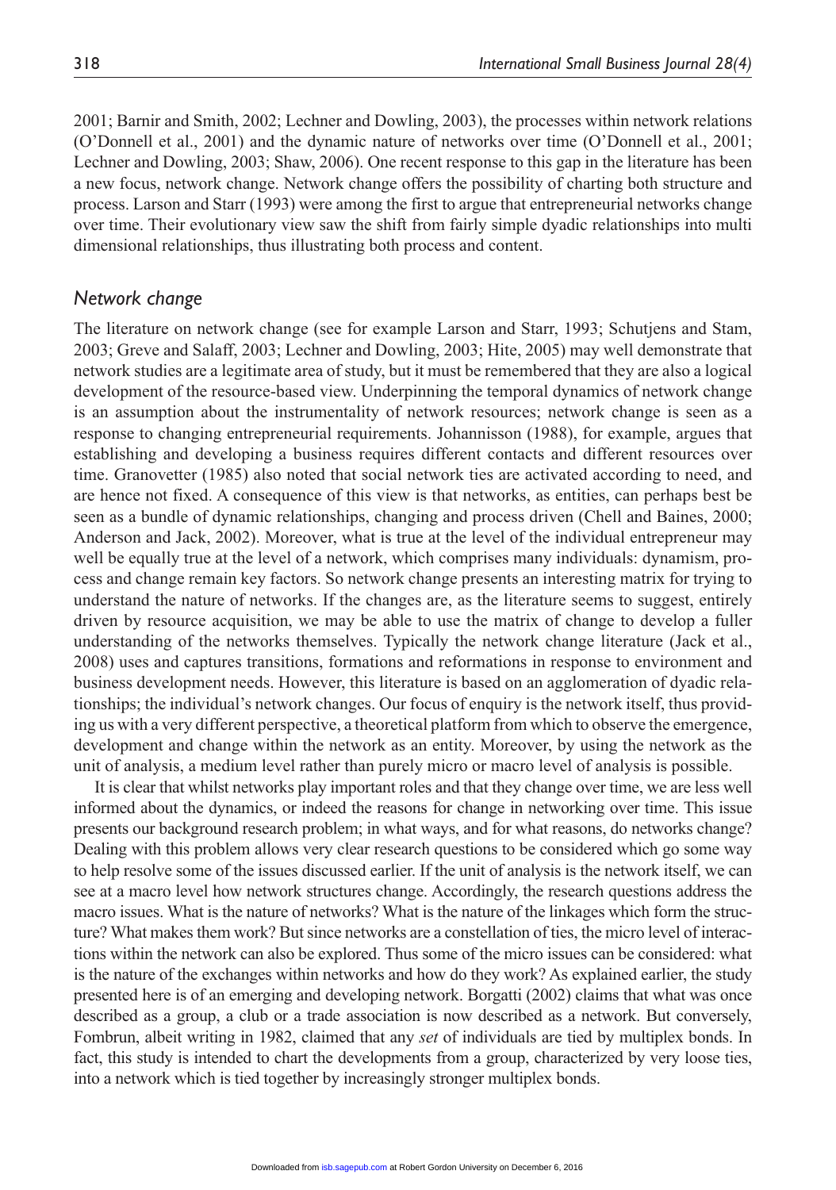2001; Barnir and Smith, 2002; Lechner and Dowling, 2003), the processes within network relations (O'Donnell et al., 2001) and the dynamic nature of networks over time (O'Donnell et al., 2001; Lechner and Dowling, 2003; Shaw, 2006). One recent response to this gap in the literature has been a new focus, network change. Network change offers the possibility of charting both structure and process. Larson and Starr (1993) were among the first to argue that entrepreneurial networks change over time. Their evolutionary view saw the shift from fairly simple dyadic relationships into multi dimensional relationships, thus illustrating both process and content.

### *Network change*

The literature on network change (see for example Larson and Starr, 1993; Schutjens and Stam, 2003; Greve and Salaff, 2003; Lechner and Dowling, 2003; Hite, 2005) may well demonstrate that network studies are a legitimate area of study, but it must be remembered that they are also a logical development of the resource-based view. Underpinning the temporal dynamics of network change is an assumption about the instrumentality of network resources; network change is seen as a response to changing entrepreneurial requirements. Johannisson (1988), for example, argues that establishing and developing a business requires different contacts and different resources over time. Granovetter (1985) also noted that social network ties are activated according to need, and are hence not fixed. A consequence of this view is that networks, as entities, can perhaps best be seen as a bundle of dynamic relationships, changing and process driven (Chell and Baines, 2000; Anderson and Jack, 2002). Moreover, what is true at the level of the individual entrepreneur may well be equally true at the level of a network, which comprises many individuals: dynamism, process and change remain key factors. So network change presents an interesting matrix for trying to understand the nature of networks. If the changes are, as the literature seems to suggest, entirely driven by resource acquisition, we may be able to use the matrix of change to develop a fuller understanding of the networks themselves. Typically the network change literature (Jack et al., 2008) uses and captures transitions, formations and reformations in response to environment and business development needs. However, this literature is based on an agglomeration of dyadic relationships; the individual's network changes. Our focus of enquiry is the network itself, thus providing us with a very different perspective, a theoretical platform from which to observe the emergence, development and change within the network as an entity. Moreover, by using the network as the unit of analysis, a medium level rather than purely micro or macro level of analysis is possible.

It is clear that whilst networks play important roles and that they change over time, we are less well informed about the dynamics, or indeed the reasons for change in networking over time. This issue presents our background research problem; in what ways, and for what reasons, do networks change? Dealing with this problem allows very clear research questions to be considered which go some way to help resolve some of the issues discussed earlier. If the unit of analysis is the network itself, we can see at a macro level how network structures change. Accordingly, the research questions address the macro issues. What is the nature of networks? What is the nature of the linkages which form the structure? What makes them work? But since networks are a constellation of ties, the micro level of interactions within the network can also be explored. Thus some of the micro issues can be considered: what is the nature of the exchanges within networks and how do they work? As explained earlier, the study presented here is of an emerging and developing network. Borgatti (2002) claims that what was once described as a group, a club or a trade association is now described as a network. But conversely, Fombrun, albeit writing in 1982, claimed that any *set* of individuals are tied by multiplex bonds. In fact, this study is intended to chart the developments from a group, characterized by very loose ties, into a network which is tied together by increasingly stronger multiplex bonds.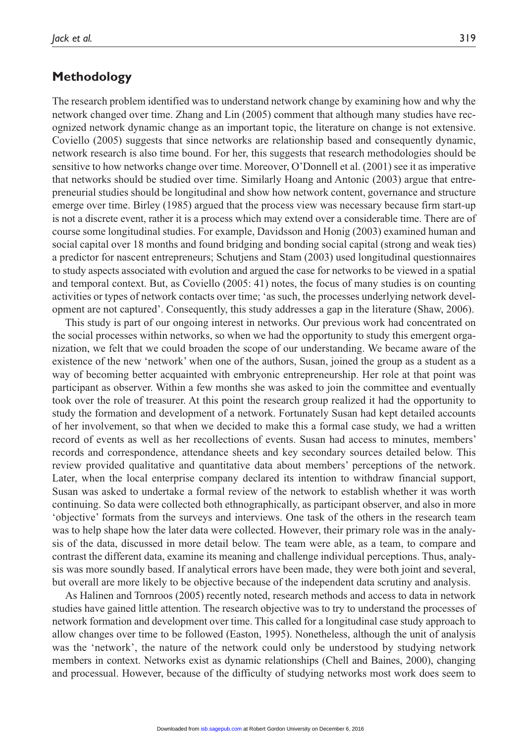## Methodology

The research problem identified was to understand network change by examining how and why the network changed over time. Zhang and Lin (2005) comment that although many studies have recognized network dynamic change as an important topic, the literature on change is not extensive. Coviello (2005) suggests that since networks are relationship based and consequently dynamic, network research is also time bound. For her, this suggests that research methodologies should be sensitive to how networks change over time. Moreover, O'Donnell et al. (2001) see it as imperative that networks should be studied over time. Similarly Hoang and Antonic (2003) argue that entrepreneurial studies should be longitudinal and show how network content, governance and structure emerge over time. Birley (1985) argued that the process view was necessary because firm start-up is not a discrete event, rather it is a process which may extend over a considerable time. There are of course some longitudinal studies. For example, Davidsson and Honig (2003) examined human and social capital over 18 months and found bridging and bonding social capital (strong and weak ties) a predictor for nascent entrepreneurs; Schutjens and Stam (2003) used longitudinal questionnaires to study aspects associated with evolution and argued the case for networks to be viewed in a spatial and temporal context. But, as Coviello (2005: 41) notes, the focus of many studies is on counting activities or types of network contacts over time; 'as such, the processes underlying network development are not captured'. Consequently, this study addresses a gap in the literature (Shaw, 2006).

This study is part of our ongoing interest in networks. Our previous work had concentrated on the social processes within networks, so when we had the opportunity to study this emergent organization, we felt that we could broaden the scope of our understanding. We became aware of the existence of the new 'network' when one of the authors, Susan, joined the group as a student as a way of becoming better acquainted with embryonic entrepreneurship. Her role at that point was participant as observer. Within a few months she was asked to join the committee and eventually took over the role of treasurer. At this point the research group realized it had the opportunity to study the formation and development of a network. Fortunately Susan had kept detailed accounts of her involvement, so that when we decided to make this a formal case study, we had a written record of events as well as her recollections of events. Susan had access to minutes, members' records and correspondence, attendance sheets and key secondary sources detailed below. This review provided qualitative and quantitative data about members' perceptions of the network. Later, when the local enterprise company declared its intention to withdraw financial support, Susan was asked to undertake a formal review of the network to establish whether it was worth continuing. So data were collected both ethnographically, as participant observer, and also in more 'objective' formats from the surveys and interviews. One task of the others in the research team was to help shape how the later data were collected. However, their primary role was in the analysis of the data, discussed in more detail below. The team were able, as a team, to compare and contrast the different data, examine its meaning and challenge individual perceptions. Thus, analysis was more soundly based. If analytical errors have been made, they were both joint and several, but overall are more likely to be objective because of the independent data scrutiny and analysis.

As Halinen and Tornroos (2005) recently noted, research methods and access to data in network studies have gained little attention. The research objective was to try to understand the processes of network formation and development over time. This called for a longitudinal case study approach to allow changes over time to be followed (Easton, 1995). Nonetheless, although the unit of analysis was the 'network', the nature of the network could only be understood by studying network members in context. Networks exist as dynamic relationships (Chell and Baines, 2000), changing and processual. However, because of the difficulty of studying networks most work does seem to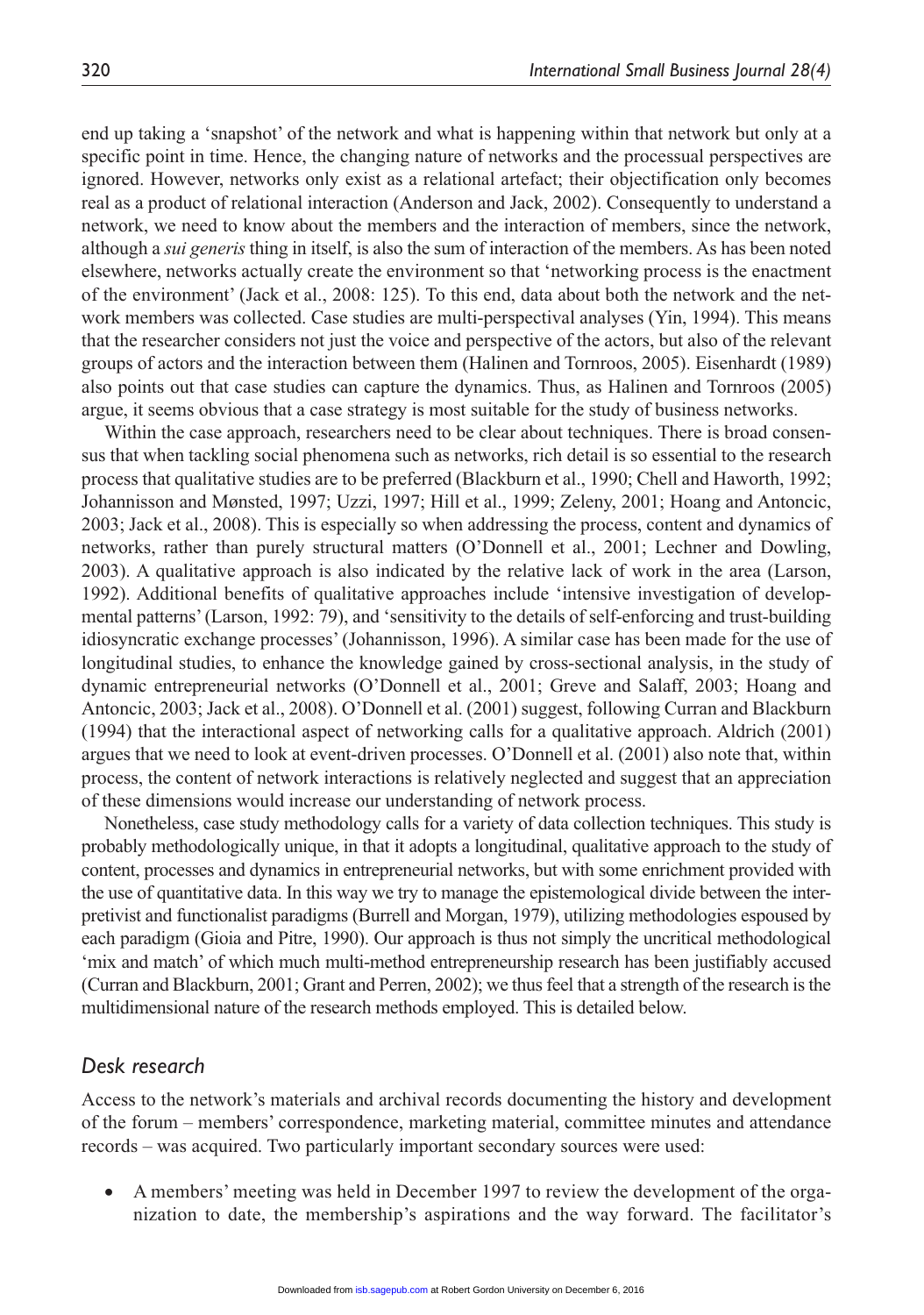end up taking a 'snapshot' of the network and what is happening within that network but only at a specific point in time. Hence, the changing nature of networks and the processual perspectives are ignored. However, networks only exist as a relational artefact; their objectification only becomes real as a product of relational interaction (Anderson and Jack, 2002). Consequently to understand a network, we need to know about the members and the interaction of members, since the network, although a *sui generis* thing in itself, is also the sum of interaction of the members. As has been noted elsewhere, networks actually create the environment so that 'networking process is the enactment of the environment' (Jack et al., 2008: 125). To this end, data about both the network and the network members was collected. Case studies are multi-perspectival analyses (Yin, 1994). This means that the researcher considers not just the voice and perspective of the actors, but also of the relevant groups of actors and the interaction between them (Halinen and Tornroos, 2005). Eisenhardt (1989) also points out that case studies can capture the dynamics. Thus, as Halinen and Tornroos (2005) argue, it seems obvious that a case strategy is most suitable for the study of business networks.

Within the case approach, researchers need to be clear about techniques. There is broad consensus that when tackling social phenomena such as networks, rich detail is so essential to the research process that qualitative studies are to be preferred (Blackburn et al., 1990; Chell and Haworth, 1992; Johannisson and Mønsted, 1997; Uzzi, 1997; Hill et al., 1999; Zeleny, 2001; Hoang and Antoncic, 2003; Jack et al., 2008). This is especially so when addressing the process, content and dynamics of networks, rather than purely structural matters (O'Donnell et al., 2001; Lechner and Dowling, 2003). A qualitative approach is also indicated by the relative lack of work in the area (Larson, 1992). Additional benefits of qualitative approaches include 'intensive investigation of developmental patterns' (Larson, 1992: 79), and 'sensitivity to the details of self-enforcing and trust-building idiosyncratic exchange processes' (Johannisson, 1996). A similar case has been made for the use of longitudinal studies, to enhance the knowledge gained by cross-sectional analysis, in the study of dynamic entrepreneurial networks (O'Donnell et al., 2001; Greve and Salaff, 2003; Hoang and Antoncic, 2003; Jack et al., 2008). O'Donnell et al. (2001) suggest, following Curran and Blackburn (1994) that the interactional aspect of networking calls for a qualitative approach. Aldrich (2001) argues that we need to look at event-driven processes. O'Donnell et al. (2001) also note that, within process, the content of network interactions is relatively neglected and suggest that an appreciation of these dimensions would increase our understanding of network process.

Nonetheless, case study methodology calls for a variety of data collection techniques. This study is probably methodologically unique, in that it adopts a longitudinal, qualitative approach to the study of content, processes and dynamics in entrepreneurial networks, but with some enrichment provided with the use of quantitative data. In this way we try to manage the epistemological divide between the interpretivist and functionalist paradigms (Burrell and Morgan, 1979), utilizing methodologies espoused by each paradigm (Gioia and Pitre, 1990). Our approach is thus not simply the uncritical methodological 'mix and match' of which much multi-method entrepreneurship research has been justifiably accused (Curran and Blackburn, 2001; Grant and Perren, 2002); we thus feel that a strength of the research is the multidimensional nature of the research methods employed. This is detailed below.

### Desk research

Access to the network's materials and archival records documenting the history and development of the forum – members' correspondence, marketing material, committee minutes and attendance records – was acquired. Two particularly important secondary sources were used:

- A members' meeting was held in December 1997 to review the development of the organization to date, the membership's aspirations and the way forward. The facilitator's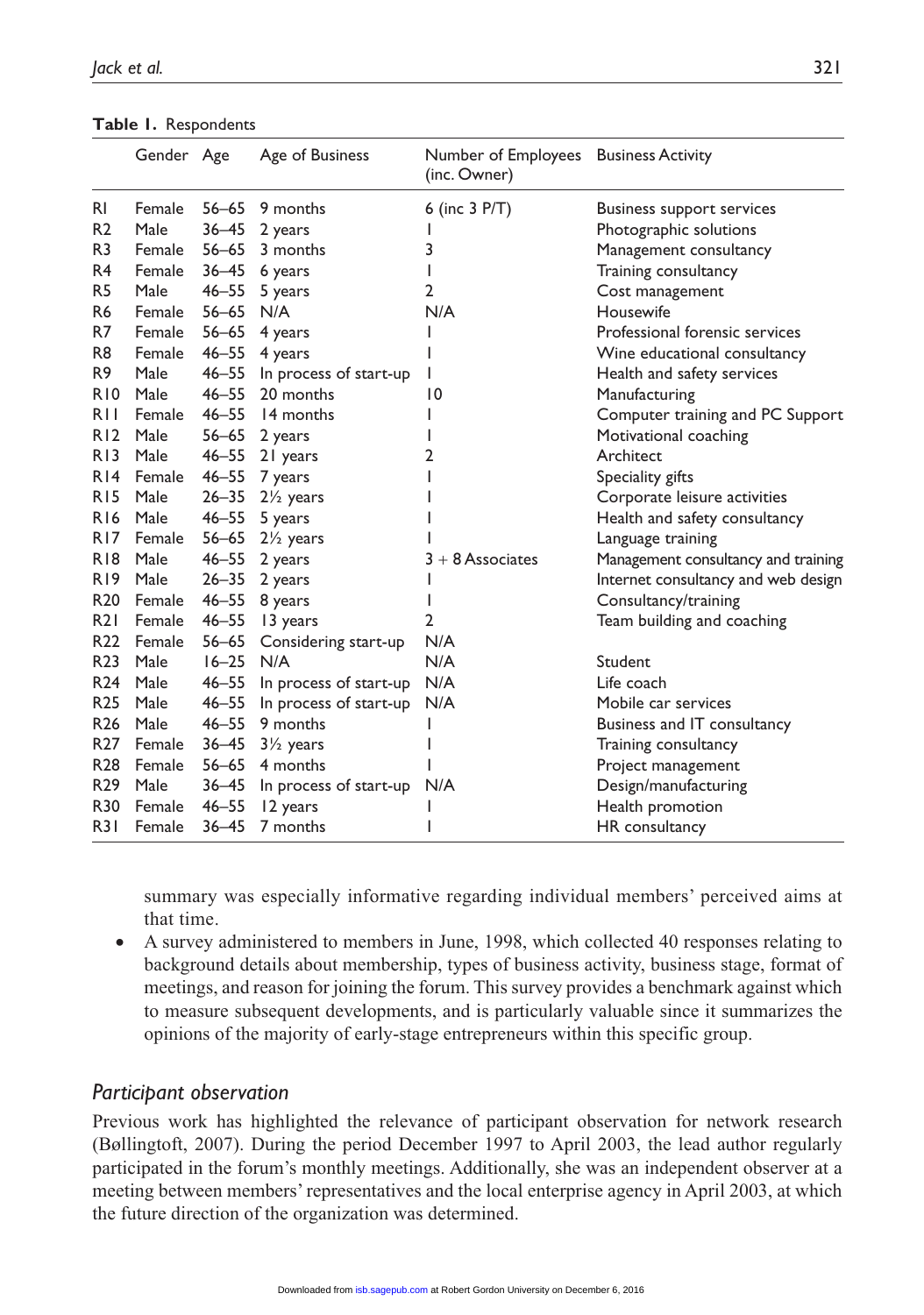**Table 1.** Respondents

| | Gender | Age | Age of Business | Number of Employees (inc. Owner) | Business Activity |
|---|---|---|---|---|---|
| R1 | Female | 56–65 | 9 months | 6 (inc 3 P/T) | Business support services |
| R2 | Male | 36–45 | 2 years | 1 | Photographic solutions |
| R3 | Female | 56–65 | 3 months | 3 | Management consultancy |
| R4 | Female | 36–45 | 6 years | 1 | Training consultancy |
| R5 | Male | 46–55 | 5 years | 2 | Cost management |
| R6 | Female | 56–65 | N/A | N/A | Housewife |
| R7 | Female | 56–65 | 4 years | 1 | Professional forensic services |
| R8 | Female | 46–55 | 4 years | 1 | Wine educational consultancy |
| R9 | Male | 46–55 | In process of start-up | 1 | Health and safety services |
| R10 | Male | 46–55 | 20 months | 10 | Manufacturing |
| R11 | Female | 46–55 | 14 months | 1 | Computer training and PC Support |
| R12 | Male | 56–65 | 2 years | 1 | Motivational coaching |
| R13 | Male | 46–55 | 21 years | 2 | Architect |
| R14 | Female | 46–55 | 7 years | 1 | Speciality gifts |
| R15 | Male | 26–35 | 2½ years | 1 | Corporate leisure activities |
| R16 | Male | 46–55 | 5 years | 1 | Health and safety consultancy |
| R17 | Female | 56–65 | 2½ years | 1 | Language training |
| R18 | Male | 46–55 | 2 years | 3 + 8 Associates | Management consultancy and training |
| R19 | Male | 26–35 | 2 years | 1 | Internet consultancy and web design |
| R20 | Female | 46–55 | 8 years | 1 | Consultancy/training |
| R21 | Female | 46–55 | 13 years | 2 | Team building and coaching |
| R22 | Female | 56–65 | Considering start-up | N/A | |
| R23 | Male | 16–25 | N/A | N/A | Student |
| R24 | Male | 46–55 | In process of start-up | N/A | Life coach |
| R25 | Male | 46–55 | In process of start-up | N/A | Mobile car services |
| R26 | Male | 46–55 | 9 months | 1 | Business and IT consultancy |
| R27 | Female | 36–45 | 3½ years | 1 | Training consultancy |
| R28 | Female | 56–65 | 4 months | 1 | Project management |
| R29 | Male | 36–45 | In process of start-up | N/A | Design/manufacturing |
| R30 | Female | 46–55 | 12 years | 1 | Health promotion |
| R31 | Female | 36–45 | 7 months | 1 | HR consultancy |

summary was especially informative regarding individual members' perceived aims at that time.

- A survey administered to members in June, 1998, which collected 40 responses relating to background details about membership, types of business activity, business stage, format of meetings, and reason for joining the forum. This survey provides a benchmark against which to measure subsequent developments, and is particularly valuable since it summarizes the opinions of the majority of early-stage entrepreneurs within this specific group.

## *Participant observation*

Previous work has highlighted the relevance of participant observation for network research (Bøllingtoft, 2007). During the period December 1997 to April 2003, the lead author regularly participated in the forum's monthly meetings. Additionally, she was an independent observer at a meeting between members' representatives and the local enterprise agency in April 2003, at which the future direction of the organization was determined.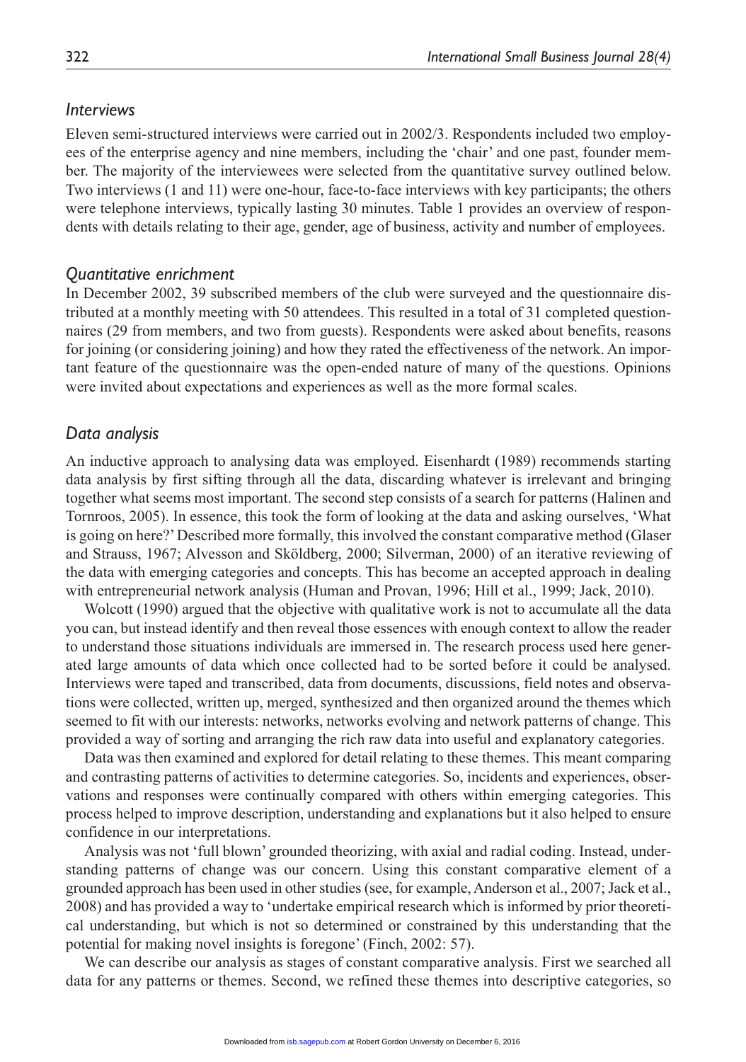### *Interviews*

Eleven semi-structured interviews were carried out in 2002/3. Respondents included two employees of the enterprise agency and nine members, including the 'chair' and one past, founder member. The majority of the interviewees were selected from the quantitative survey outlined below. Two interviews (1 and 11) were one-hour, face-to-face interviews with key participants; the others were telephone interviews, typically lasting 30 minutes. Table 1 provides an overview of respondents with details relating to their age, gender, age of business, activity and number of employees.

### *Quantitative enrichment*

In December 2002, 39 subscribed members of the club were surveyed and the questionnaire distributed at a monthly meeting with 50 attendees. This resulted in a total of 31 completed questionnaires (29 from members, and two from guests). Respondents were asked about benefits, reasons for joining (or considering joining) and how they rated the effectiveness of the network. An important feature of the questionnaire was the open-ended nature of many of the questions. Opinions were invited about expectations and experiences as well as the more formal scales.

### *Data analysis*

An inductive approach to analysing data was employed. Eisenhardt (1989) recommends starting data analysis by first sifting through all the data, discarding whatever is irrelevant and bringing together what seems most important. The second step consists of a search for patterns (Halinen and Tornroos, 2005). In essence, this took the form of looking at the data and asking ourselves, 'What is going on here?' Described more formally, this involved the constant comparative method (Glaser and Strauss, 1967; Alvesson and Sköldberg, 2000; Silverman, 2000) of an iterative reviewing of the data with emerging categories and concepts. This has become an accepted approach in dealing with entrepreneurial network analysis (Human and Provan, 1996; Hill et al., 1999; Jack, 2010).

Wolcott (1990) argued that the objective with qualitative work is not to accumulate all the data you can, but instead identify and then reveal those essences with enough context to allow the reader to understand those situations individuals are immersed in. The research process used here generated large amounts of data which once collected had to be sorted before it could be analysed. Interviews were taped and transcribed, data from documents, discussions, field notes and observations were collected, written up, merged, synthesized and then organized around the themes which seemed to fit with our interests: networks, networks evolving and network patterns of change. This provided a way of sorting and arranging the rich raw data into useful and explanatory categories.

Data was then examined and explored for detail relating to these themes. This meant comparing and contrasting patterns of activities to determine categories. So, incidents and experiences, observations and responses were continually compared with others within emerging categories. This process helped to improve description, understanding and explanations but it also helped to ensure confidence in our interpretations.

Analysis was not 'full blown' grounded theorizing, with axial and radial coding. Instead, understanding patterns of change was our concern. Using this constant comparative element of a grounded approach has been used in other studies (see, for example, Anderson et al., 2007; Jack et al., 2008) and has provided a way to 'undertake empirical research which is informed by prior theoretical understanding, but which is not so determined or constrained by this understanding that the potential for making novel insights is foregone' (Finch, 2002: 57).

We can describe our analysis as stages of constant comparative analysis. First we searched all data for any patterns or themes. Second, we refined these themes into descriptive categories, so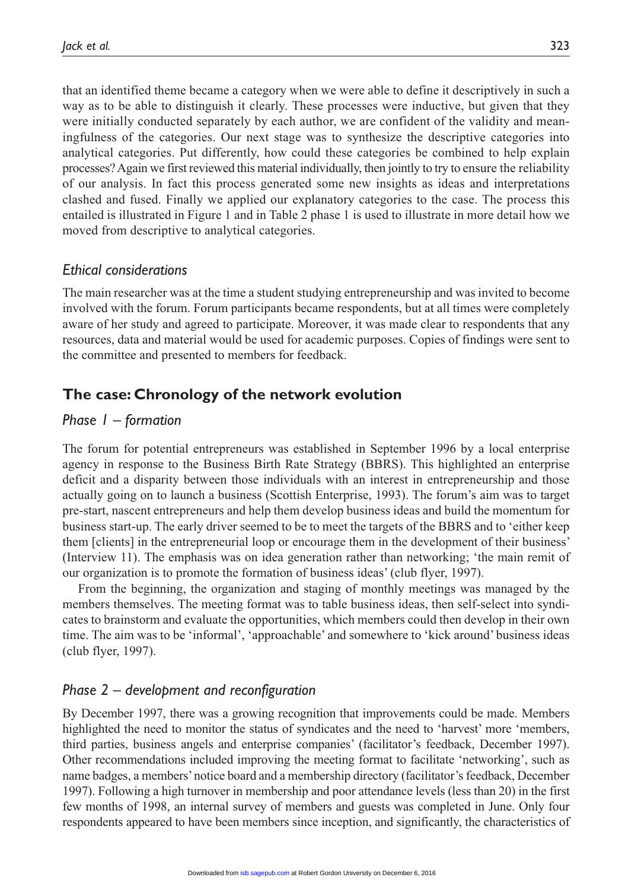that an identified theme became a category when we were able to define it descriptively in such a way as to be able to distinguish it clearly. These processes were inductive, but given that they were initially conducted separately by each author, we are confident of the validity and meaningfulness of the categories. Our next stage was to synthesize the descriptive categories into analytical categories. Put differently, how could these categories be combined to help explain processes? Again we first reviewed this material individually, then jointly to try to ensure the reliability of our analysis. In fact this process generated some new insights as ideas and interpretations clashed and fused. Finally we applied our explanatory categories to the case. The process this entailed is illustrated in Figure 1 and in Table 2 phase 1 is used to illustrate in more detail how we moved from descriptive to analytical categories.

### *Ethical considerations*

The main researcher was at the time a student studying entrepreneurship and was invited to become involved with the forum. Forum participants became respondents, but at all times were completely aware of her study and agreed to participate. Moreover, it was made clear to respondents that any resources, data and material would be used for academic purposes. Copies of findings were sent to the committee and presented to members for feedback.

## The case: Chronology of the network evolution

### *Phase 1 – formation*

The forum for potential entrepreneurs was established in September 1996 by a local enterprise agency in response to the Business Birth Rate Strategy (BBRS). This highlighted an enterprise deficit and a disparity between those individuals with an interest in entrepreneurship and those actually going on to launch a business (Scottish Enterprise, 1993). The forum's aim was to target pre-start, nascent entrepreneurs and help them develop business ideas and build the momentum for business start-up. The early driver seemed to be to meet the targets of the BBRS and to 'either keep them [clients] in the entrepreneurial loop or encourage them in the development of their business' (Interview 11). The emphasis was on idea generation rather than networking; 'the main remit of our organization is to promote the formation of business ideas' (club flyer, 1997).

From the beginning, the organization and staging of monthly meetings was managed by the members themselves. The meeting format was to table business ideas, then self-select into syndicates to brainstorm and evaluate the opportunities, which members could then develop in their own time. The aim was to be 'informal', 'approachable' and somewhere to 'kick around' business ideas (club flyer, 1997).

### *Phase 2 – development and reconfiguration*

By December 1997, there was a growing recognition that improvements could be made. Members highlighted the need to monitor the status of syndicates and the need to 'harvest' more 'members, third parties, business angels and enterprise companies' (facilitator's feedback, December 1997). Other recommendations included improving the meeting format to facilitate 'networking', such as name badges, a members' notice board and a membership directory (facilitator's feedback, December 1997). Following a high turnover in membership and poor attendance levels (less than 20) in the first few months of 1998, an internal survey of members and guests was completed in June. Only four respondents appeared to have been members since inception, and significantly, the characteristics of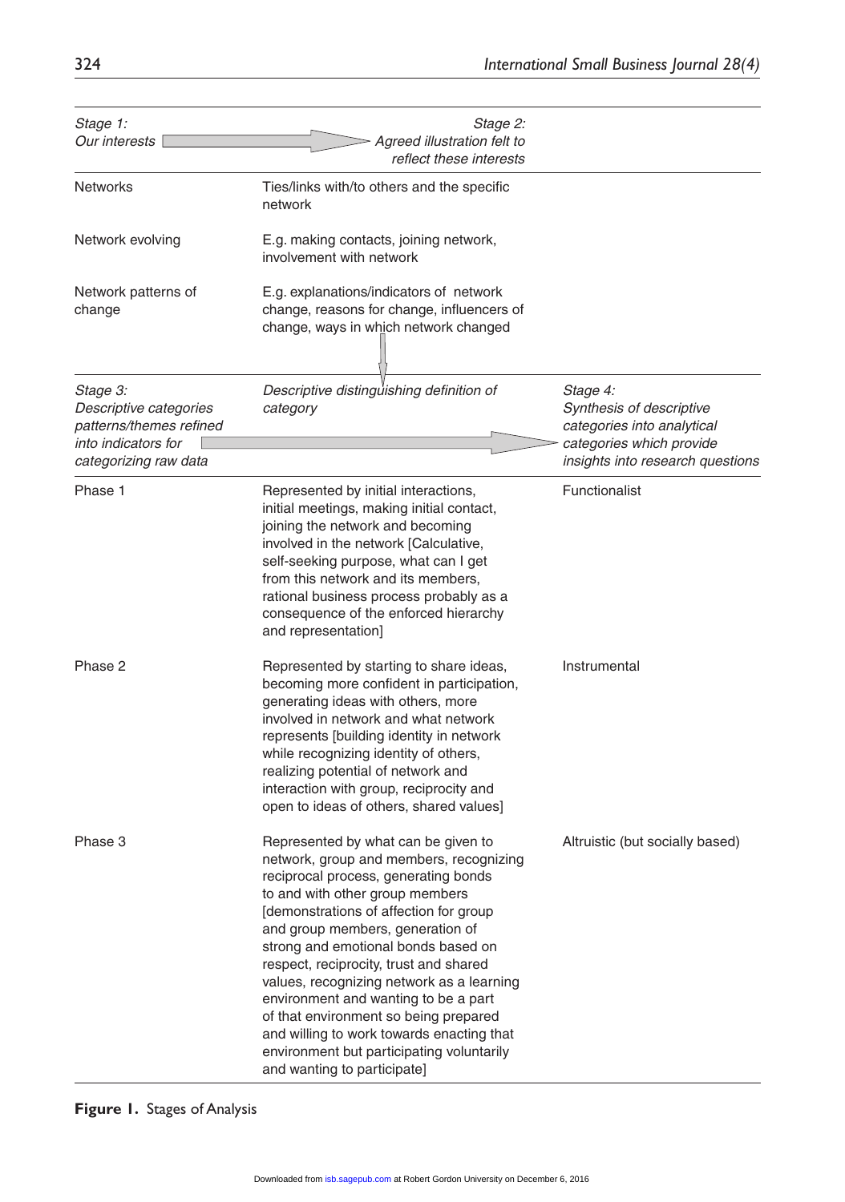| Stage 1: *Our interests* → | Stage 2: *Agreed illustration felt to reflect these interests* | |
|---|---|---|
| Networks | Ties/links with/to others and the specific network | |
| Network evolving | E.g. making contacts, joining network, involvement with network | |
| Network patterns of change | E.g. explanations/indicators of network change, reasons for change, influencers of change, ways in which network changed | |

| *Stage 3: Descriptive categories patterns/themes refined into indicators for categorizing raw data* | *Descriptive distinguishing definition of category* → | *Stage 4: Synthesis of descriptive categories into analytical categories which provide insights into research questions* |
|---|---|---|
| Phase 1 | Represented by initial interactions, initial meetings, making initial contact, joining the network and becoming involved in the network [Calculative, self-seeking purpose, what can I get from this network and its members, rational business process probably as a consequence of the enforced hierarchy and representation] | Functionalist |
| Phase 2 | Represented by starting to share ideas, becoming more confident in participation, generating ideas with others, more involved in network and what network represents [building identity in network while recognizing identity of others, realizing potential of network and interaction with group, reciprocity and open to ideas of others, shared values] | Instrumental |
| Phase 3 | Represented by what can be given to network, group and members, recognizing reciprocal process, generating bonds to and with other group members [demonstrations of affection for group and group members, generation of strong and emotional bonds based on respect, reciprocity, trust and shared values, recognizing network as a learning environment and wanting to be a part of that environment so being prepared and willing to work towards enacting that environment but participating voluntarily and wanting to participate] | Altruistic (but socially based) |

**Figure 1.** Stages of Analysis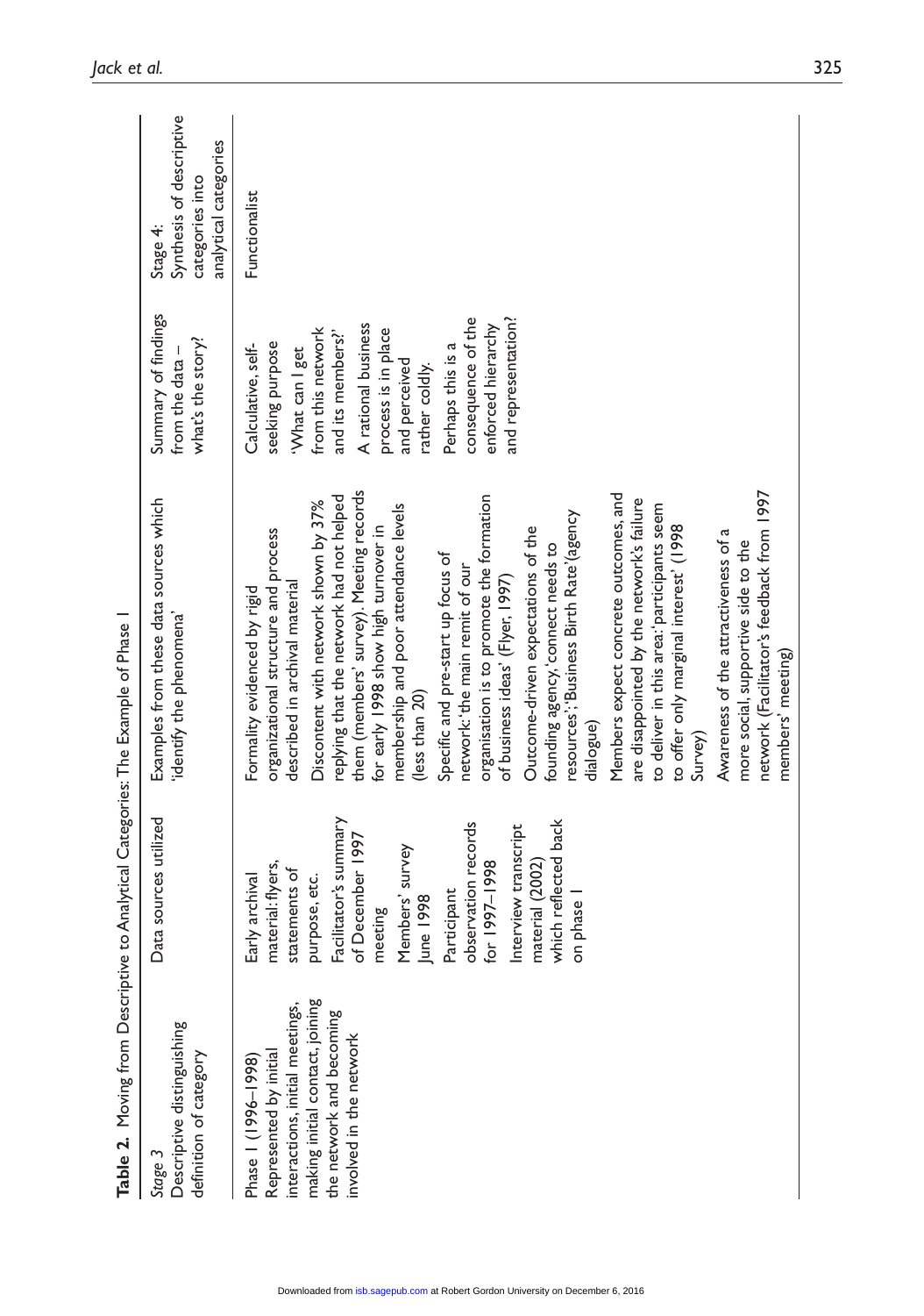**Table 2.** Moving from Descriptive to Analytical Categories: The Example of Phase 1

| *Stage 3* Descriptive distinguishing definition of category | Data sources utilized | Examples from these data sources which 'identify the phenomena' | Summary of findings from the data – what's the story? | Stage 4: Synthesis of descriptive categories into analytical categories |
|---|---|---|---|---|
| Phase 1 (1996–1998) Represented by initial interactions, initial meetings, making initial contact, joining the network and becoming involved in the network | Early archival material: flyers, statements of purpose, etc. Facilitator's summary of December 1997 meeting Members' survey June 1998 Participant observation records for 1997–1998 Interview transcript material (2002) which reflected back on phase 1 | Formality evidenced by rigid organizational structure and process described in archival material Discontent with network shown by 37% replying that the network had not helped them (members' survey). Meeting records for early 1998 show high turnover in membership and poor attendance levels (less than 20) Specific and pre-start up focus of network: 'the main remit of our organisation is to promote the formation of business ideas' (Flyer, 1997) Outcome-driven expectations of the founding agency, 'connect needs to resources': 'Business Birth Rate' (agency dialogue) Members expect concrete outcomes, and are disappointed by the network's failure to deliver in this area: 'participants seem to offer only marginal interest' (1998 Survey) Awareness of the attractiveness of a more social, supportive side to the network (Facilitator's feedback from 1997 members' meeting) | Calculative, self-seeking purpose 'What can I get from this network and its members?' A rational business process is in place and perceived rather coldly. Perhaps this is a consequence of the enforced hierarchy and representation? | Functionalist |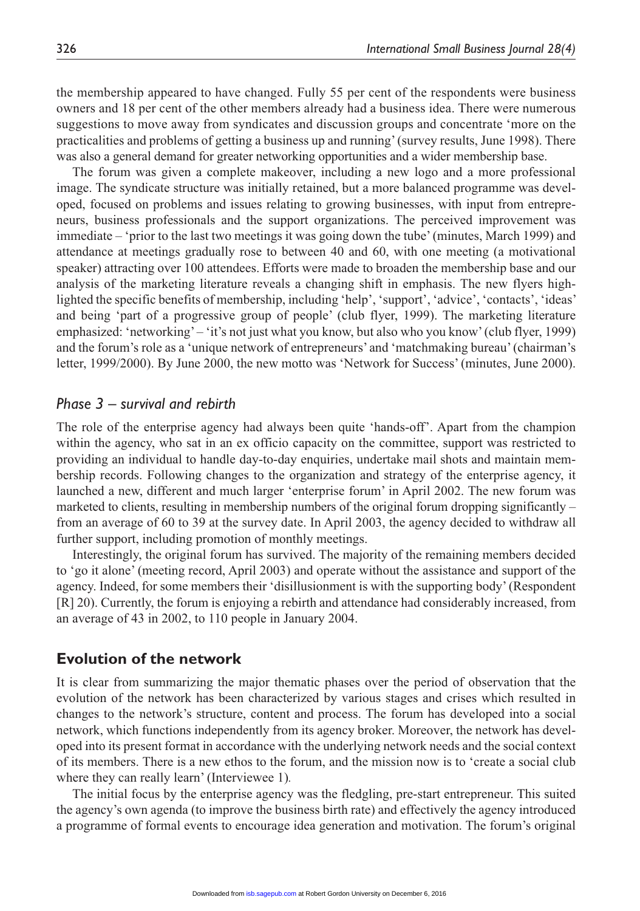the membership appeared to have changed. Fully 55 per cent of the respondents were business owners and 18 per cent of the other members already had a business idea. There were numerous suggestions to move away from syndicates and discussion groups and concentrate 'more on the practicalities and problems of getting a business up and running' (survey results, June 1998). There was also a general demand for greater networking opportunities and a wider membership base.

The forum was given a complete makeover, including a new logo and a more professional image. The syndicate structure was initially retained, but a more balanced programme was developed, focused on problems and issues relating to growing businesses, with input from entrepreneurs, business professionals and the support organizations. The perceived improvement was immediate – 'prior to the last two meetings it was going down the tube' (minutes, March 1999) and attendance at meetings gradually rose to between 40 and 60, with one meeting (a motivational speaker) attracting over 100 attendees. Efforts were made to broaden the membership base and our analysis of the marketing literature reveals a changing shift in emphasis. The new flyers highlighted the specific benefits of membership, including 'help', 'support', 'advice', 'contacts', 'ideas' and being 'part of a progressive group of people' (club flyer, 1999). The marketing literature emphasized: 'networking' – 'it's not just what you know, but also who you know' (club flyer, 1999) and the forum's role as a 'unique network of entrepreneurs' and 'matchmaking bureau' (chairman's letter, 1999/2000). By June 2000, the new motto was 'Network for Success' (minutes, June 2000).

### *Phase 3 – survival and rebirth*

The role of the enterprise agency had always been quite 'hands-off'. Apart from the champion within the agency, who sat in an ex officio capacity on the committee, support was restricted to providing an individual to handle day-to-day enquiries, undertake mail shots and maintain membership records. Following changes to the organization and strategy of the enterprise agency, it launched a new, different and much larger 'enterprise forum' in April 2002. The new forum was marketed to clients, resulting in membership numbers of the original forum dropping significantly – from an average of 60 to 39 at the survey date. In April 2003, the agency decided to withdraw all further support, including promotion of monthly meetings.

Interestingly, the original forum has survived. The majority of the remaining members decided to 'go it alone' (meeting record, April 2003) and operate without the assistance and support of the agency. Indeed, for some members their 'disillusionment is with the supporting body' (Respondent [R] 20). Currently, the forum is enjoying a rebirth and attendance had considerably increased, from an average of 43 in 2002, to 110 people in January 2004.

## Evolution of the network

It is clear from summarizing the major thematic phases over the period of observation that the evolution of the network has been characterized by various stages and crises which resulted in changes to the network's structure, content and process. The forum has developed into a social network, which functions independently from its agency broker. Moreover, the network has developed into its present format in accordance with the underlying network needs and the social context of its members. There is a new ethos to the forum, and the mission now is to 'create a social club where they can really learn' (Interviewee 1).

The initial focus by the enterprise agency was the fledgling, pre-start entrepreneur. This suited the agency's own agenda (to improve the business birth rate) and effectively the agency introduced a programme of formal events to encourage idea generation and motivation. The forum's original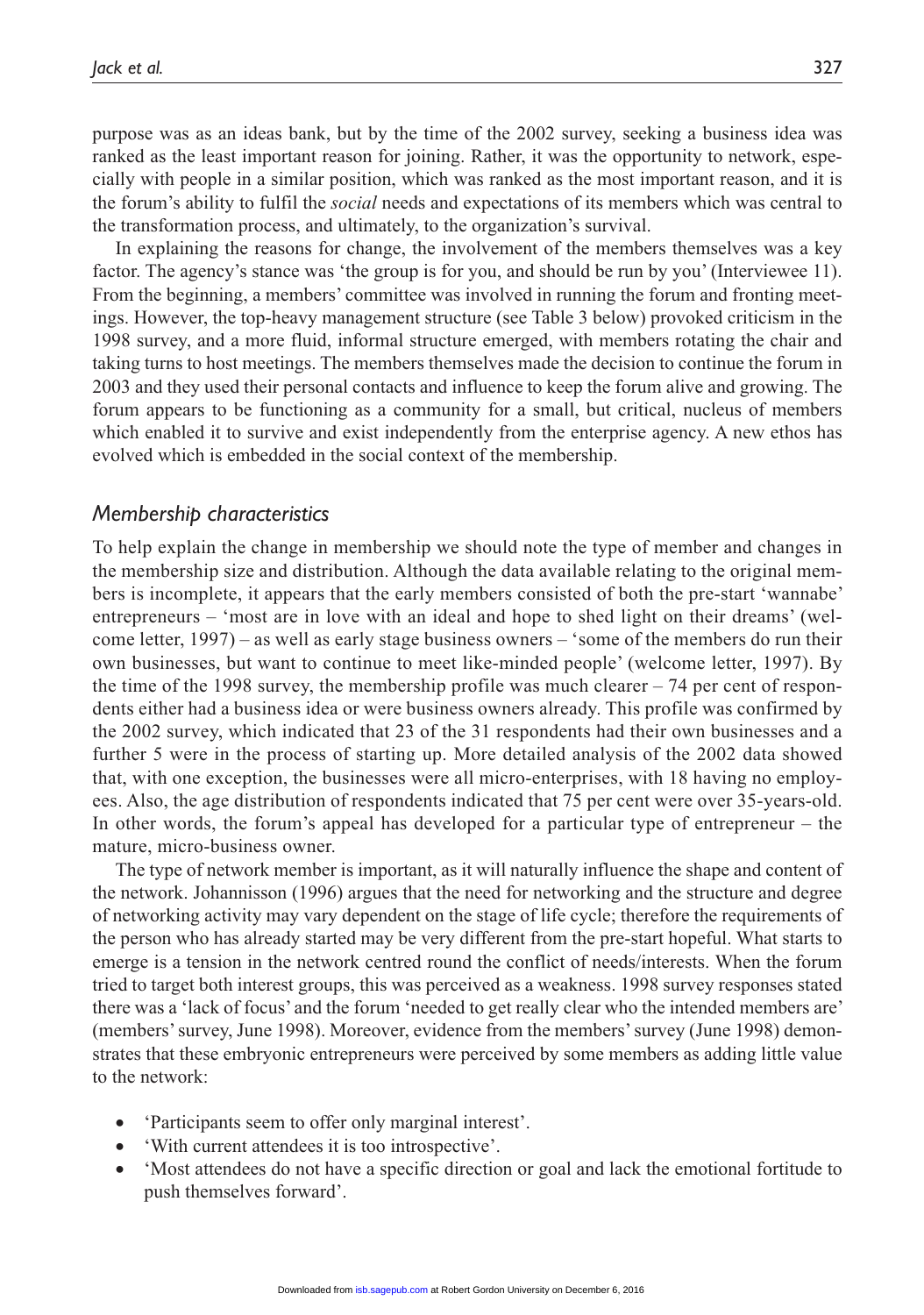purpose was as an ideas bank, but by the time of the 2002 survey, seeking a business idea was ranked as the least important reason for joining. Rather, it was the opportunity to network, especially with people in a similar position, which was ranked as the most important reason, and it is the forum's ability to fulfil the *social* needs and expectations of its members which was central to the transformation process, and ultimately, to the organization's survival.

In explaining the reasons for change, the involvement of the members themselves was a key factor. The agency's stance was 'the group is for you, and should be run by you' (Interviewee 11). From the beginning, a members' committee was involved in running the forum and fronting meetings. However, the top-heavy management structure (see Table 3 below) provoked criticism in the 1998 survey, and a more fluid, informal structure emerged, with members rotating the chair and taking turns to host meetings. The members themselves made the decision to continue the forum in 2003 and they used their personal contacts and influence to keep the forum alive and growing. The forum appears to be functioning as a community for a small, but critical, nucleus of members which enabled it to survive and exist independently from the enterprise agency. A new ethos has evolved which is embedded in the social context of the membership.

## *Membership characteristics*

To help explain the change in membership we should note the type of member and changes in the membership size and distribution. Although the data available relating to the original members is incomplete, it appears that the early members consisted of both the pre-start 'wannabe' entrepreneurs – 'most are in love with an ideal and hope to shed light on their dreams' (welcome letter, 1997) – as well as early stage business owners – 'some of the members do run their own businesses, but want to continue to meet like-minded people' (welcome letter, 1997). By the time of the 1998 survey, the membership profile was much clearer – 74 per cent of respondents either had a business idea or were business owners already. This profile was confirmed by the 2002 survey, which indicated that 23 of the 31 respondents had their own businesses and a further 5 were in the process of starting up. More detailed analysis of the 2002 data showed that, with one exception, the businesses were all micro-enterprises, with 18 having no employees. Also, the age distribution of respondents indicated that 75 per cent were over 35-years-old. In other words, the forum's appeal has developed for a particular type of entrepreneur – the mature, micro-business owner.

The type of network member is important, as it will naturally influence the shape and content of the network. Johannisson (1996) argues that the need for networking and the structure and degree of networking activity may vary dependent on the stage of life cycle; therefore the requirements of the person who has already started may be very different from the pre-start hopeful. What starts to emerge is a tension in the network centred round the conflict of needs/interests. When the forum tried to target both interest groups, this was perceived as a weakness. 1998 survey responses stated there was a 'lack of focus' and the forum 'needed to get really clear who the intended members are' (members' survey, June 1998). Moreover, evidence from the members' survey (June 1998) demonstrates that these embryonic entrepreneurs were perceived by some members as adding little value to the network:

- 'Participants seem to offer only marginal interest'.
- 'With current attendees it is too introspective'.
- 'Most attendees do not have a specific direction or goal and lack the emotional fortitude to push themselves forward'.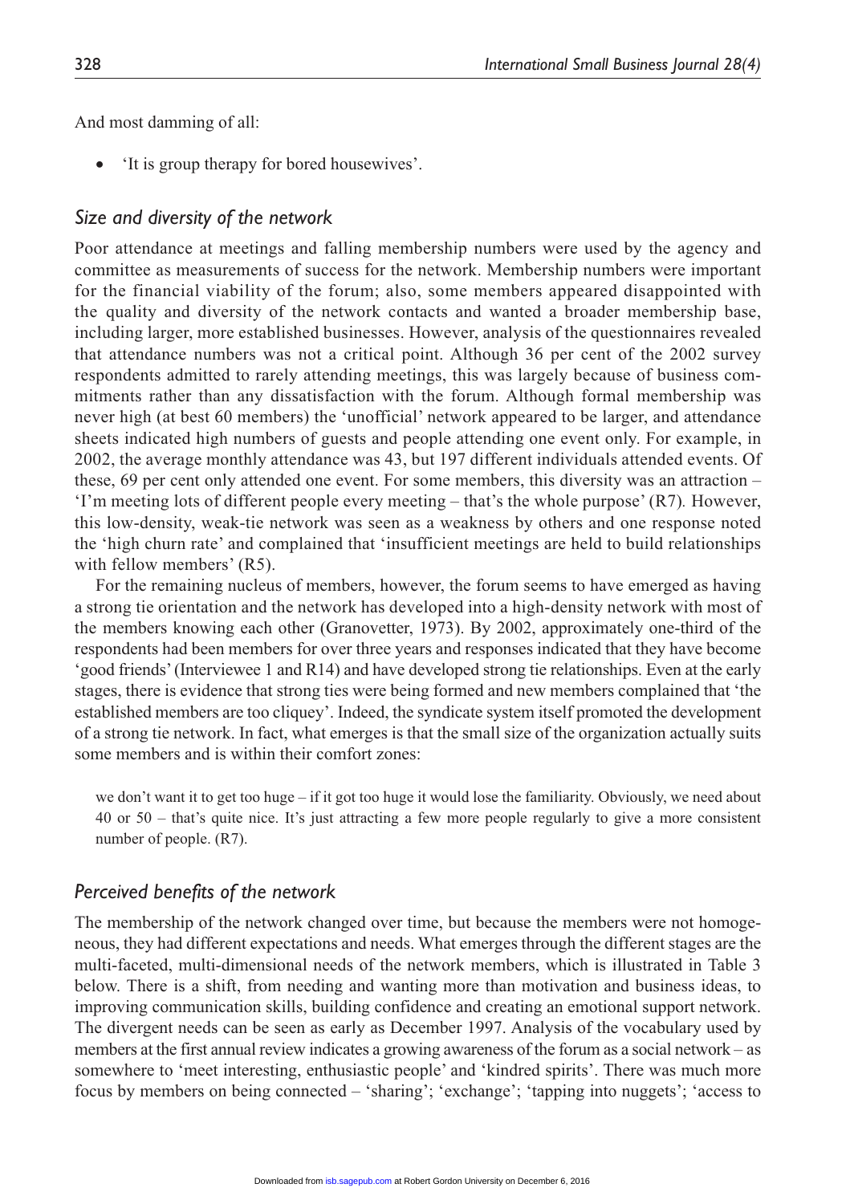And most damming of all:

- 'It is group therapy for bored housewives'.

## *Size and diversity of the network*

Poor attendance at meetings and falling membership numbers were used by the agency and committee as measurements of success for the network. Membership numbers were important for the financial viability of the forum; also, some members appeared disappointed with the quality and diversity of the network contacts and wanted a broader membership base, including larger, more established businesses. However, analysis of the questionnaires revealed that attendance numbers was not a critical point. Although 36 per cent of the 2002 survey respondents admitted to rarely attending meetings, this was largely because of business commitments rather than any dissatisfaction with the forum. Although formal membership was never high (at best 60 members) the 'unofficial' network appeared to be larger, and attendance sheets indicated high numbers of guests and people attending one event only. For example, in 2002, the average monthly attendance was 43, but 197 different individuals attended events. Of these, 69 per cent only attended one event. For some members, this diversity was an attraction – 'I'm meeting lots of different people every meeting – that's the whole purpose' (R7). However, this low-density, weak-tie network was seen as a weakness by others and one response noted the 'high churn rate' and complained that 'insufficient meetings are held to build relationships with fellow members' (R5).

For the remaining nucleus of members, however, the forum seems to have emerged as having a strong tie orientation and the network has developed into a high-density network with most of the members knowing each other (Granovetter, 1973). By 2002, approximately one-third of the respondents had been members for over three years and responses indicated that they have become 'good friends' (Interviewee 1 and R14) and have developed strong tie relationships. Even at the early stages, there is evidence that strong ties were being formed and new members complained that 'the established members are too cliquey'. Indeed, the syndicate system itself promoted the development of a strong tie network. In fact, what emerges is that the small size of the organization actually suits some members and is within their comfort zones:

> we don't want it to get too huge – if it got too huge it would lose the familiarity. Obviously, we need about 40 or 50 – that's quite nice. It's just attracting a few more people regularly to give a more consistent number of people. (R7).

## *Perceived benefits of the network*

The membership of the network changed over time, but because the members were not homogeneous, they had different expectations and needs. What emerges through the different stages are the multi-faceted, multi-dimensional needs of the network members, which is illustrated in Table 3 below. There is a shift, from needing and wanting more than motivation and business ideas, to improving communication skills, building confidence and creating an emotional support network. The divergent needs can be seen as early as December 1997. Analysis of the vocabulary used by members at the first annual review indicates a growing awareness of the forum as a social network – as somewhere to 'meet interesting, enthusiastic people' and 'kindred spirits'. There was much more focus by members on being connected – 'sharing'; 'exchange'; 'tapping into nuggets'; 'access to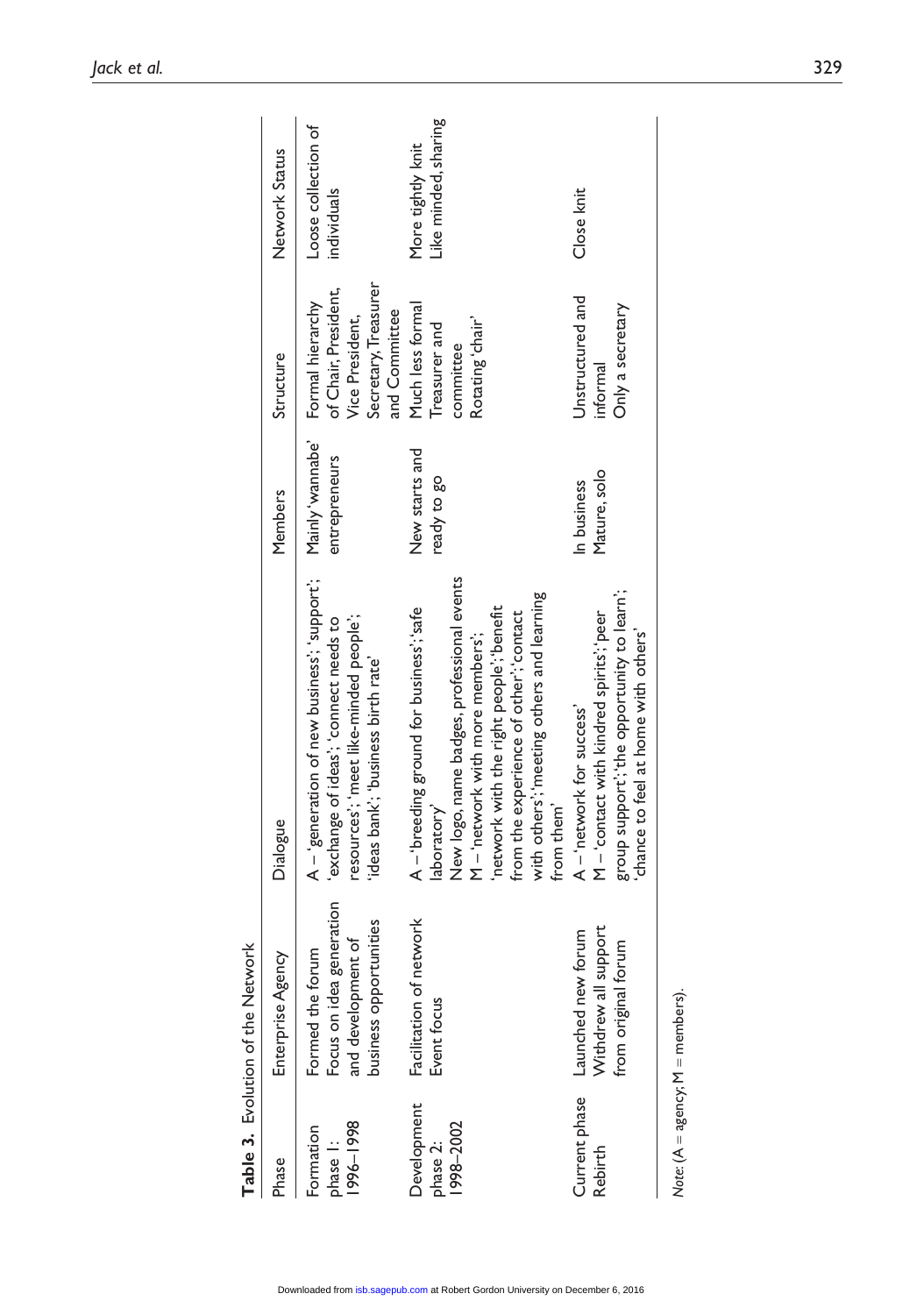**Table 3.** Evolution of the Network

| Phase | Enterprise Agency | Dialogue | Members | Structure | Network Status |
|---|---|---|---|---|---|
| Formation phase 1: 1996–1998 | Formed the forum<br>Focus on idea generation and development of business opportunities | A – 'generation of new business'; 'support'; 'exchange of ideas'; 'connect needs to resources'; 'meet like-minded people'; 'ideas bank'; 'business birth rate' | Mainly 'wannabe' entrepreneurs | Formal hierarchy of Chair, President, Vice President, Secretary, Treasurer and Committee | Loose collection of individuals |
| Development phase 2: 1998–2002 | Facilitation of network<br>Event focus | A – 'breeding ground for business'; 'safe laboratory'<br>New logo, name badges, professional events<br>M – 'network with more members'; 'network with the right people'; 'benefit from the experience of other'; 'contact with others'; 'meeting others and learning from them' | New starts and ready to go | Much less formal<br>Treasurer and committee<br>Rotating 'chair' | More tightly knit<br>Like minded, sharing |
| Current phase<br>Rebirth | Launched new forum<br>Withdrew all support from original forum | A – 'network for success'<br>M – 'contact with kindred spirits'; 'peer group support'; 'the opportunity to learn'; 'chance to feel at home with others' | In business<br>Mature, solo | Unstructured and informal<br>Only a secretary | Close knit |

*Note*: (A = agency; M = members).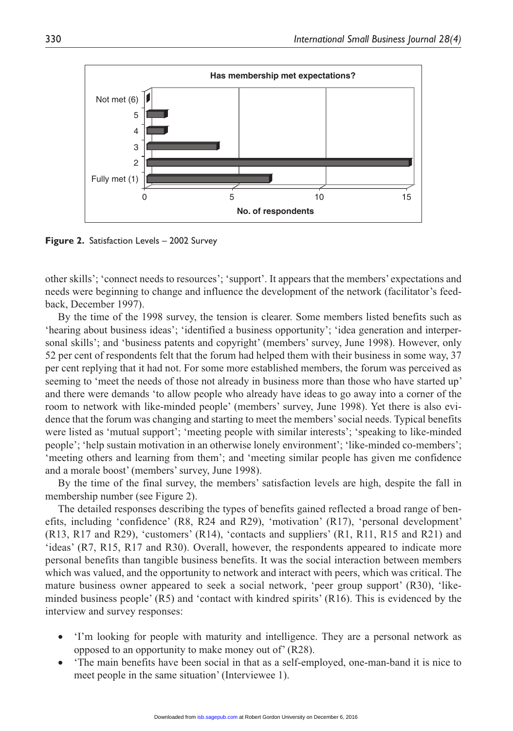**Figure 2.** Satisfaction Levels – 2002 Survey

other skills'; 'connect needs to resources'; 'support'. It appears that the members' expectations and needs were beginning to change and influence the development of the network (facilitator's feedback, December 1997).

By the time of the 1998 survey, the tension is clearer. Some members listed benefits such as 'hearing about business ideas'; 'identified a business opportunity'; 'idea generation and interpersonal skills'; and 'business patents and copyright' (members' survey, June 1998). However, only 52 per cent of respondents felt that the forum had helped them with their business in some way, 37 per cent replying that it had not. For some more established members, the forum was perceived as seeming to 'meet the needs of those not already in business more than those who have started up' and there were demands 'to allow people who already have ideas to go away into a corner of the room to network with like-minded people' (members' survey, June 1998). Yet there is also evidence that the forum was changing and starting to meet the members' social needs. Typical benefits were listed as 'mutual support'; 'meeting people with similar interests'; 'speaking to like-minded people'; 'help sustain motivation in an otherwise lonely environment'; 'like-minded co-members'; 'meeting others and learning from them'; and 'meeting similar people has given me confidence and a morale boost' (members' survey, June 1998).

By the time of the final survey, the members' satisfaction levels are high, despite the fall in membership number (see Figure 2).

The detailed responses describing the types of benefits gained reflected a broad range of benefits, including 'confidence' (R8, R24 and R29), 'motivation' (R17), 'personal development' (R13, R17 and R29), 'customers' (R14), 'contacts and suppliers' (R1, R11, R15 and R21) and 'ideas' (R7, R15, R17 and R30). Overall, however, the respondents appeared to indicate more personal benefits than tangible business benefits. It was the social interaction between members which was valued, and the opportunity to network and interact with peers, which was critical. The mature business owner appeared to seek a social network, 'peer group support' (R30), 'like-minded business people' (R5) and 'contact with kindred spirits' (R16). This is evidenced by the interview and survey responses:

- 'I'm looking for people with maturity and intelligence. They are a personal network as opposed to an opportunity to make money out of' (R28).
- 'The main benefits have been social in that as a self-employed, one-man-band it is nice to meet people in the same situation' (Interviewee 1).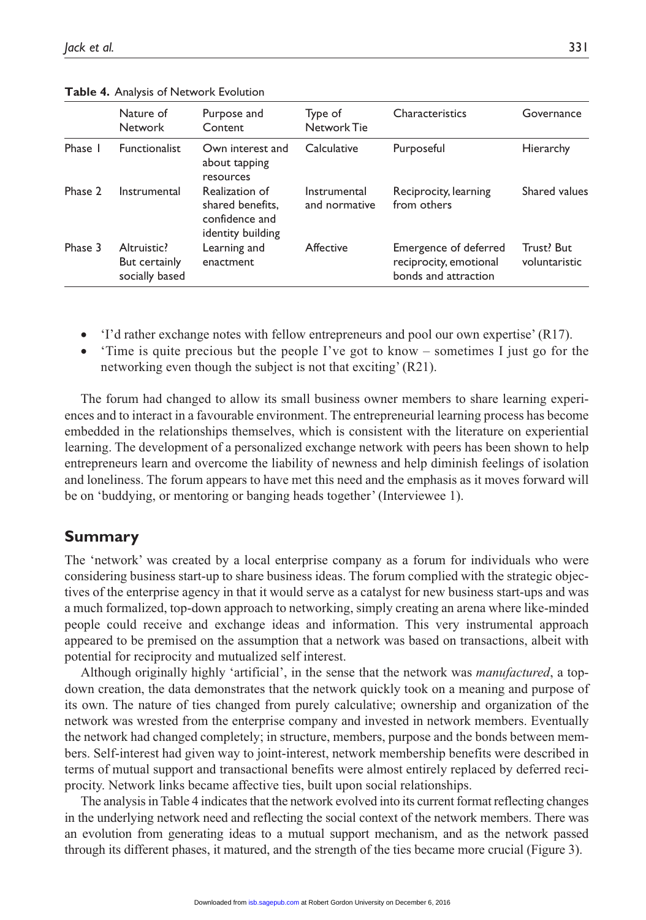**Table 4.** Analysis of Network Evolution

| | Nature of Network | Purpose and Content | Type of Network Tie | Characteristics | Governance |
|---|---|---|---|---|---|
| Phase 1 | Functionalist | Own interest and about tapping resources | Calculative | Purposeful | Hierarchy |
| Phase 2 | Instrumental | Realization of shared benefits, confidence and identity building | Instrumental and normative | Reciprocity, learning from others | Shared values |
| Phase 3 | Altruistic? But certainly socially based | Learning and enactment | Affective | Emergence of deferred reciprocity, emotional bonds and attraction | Trust? But voluntaristic |

- 'I'd rather exchange notes with fellow entrepreneurs and pool our own expertise' (R17).
- 'Time is quite precious but the people I've got to know – sometimes I just go for the networking even though the subject is not that exciting' (R21).

The forum had changed to allow its small business owner members to share learning experiences and to interact in a favourable environment. The entrepreneurial learning process has become embedded in the relationships themselves, which is consistent with the literature on experiential learning. The development of a personalized exchange network with peers has been shown to help entrepreneurs learn and overcome the liability of newness and help diminish feelings of isolation and loneliness. The forum appears to have met this need and the emphasis as it moves forward will be on 'buddying, or mentoring or banging heads together' (Interviewee 1).

## Summary

The 'network' was created by a local enterprise company as a forum for individuals who were considering business start-up to share business ideas. The forum complied with the strategic objectives of the enterprise agency in that it would serve as a catalyst for new business start-ups and was a much formalized, top-down approach to networking, simply creating an arena where like-minded people could receive and exchange ideas and information. This very instrumental approach appeared to be premised on the assumption that a network was based on transactions, albeit with potential for reciprocity and mutualized self interest.

Although originally highly 'artificial', in the sense that the network was *manufactured*, a top-down creation, the data demonstrates that the network quickly took on a meaning and purpose of its own. The nature of ties changed from purely calculative; ownership and organization of the network was wrested from the enterprise company and invested in network members. Eventually the network had changed completely; in structure, members, purpose and the bonds between members. Self-interest had given way to joint-interest, network membership benefits were described in terms of mutual support and transactional benefits were almost entirely replaced by deferred reciprocity. Network links became affective ties, built upon social relationships.

The analysis in Table 4 indicates that the network evolved into its current format reflecting changes in the underlying network need and reflecting the social context of the network members. There was an evolution from generating ideas to a mutual support mechanism, and as the network passed through its different phases, it matured, and the strength of the ties became more crucial (Figure 3).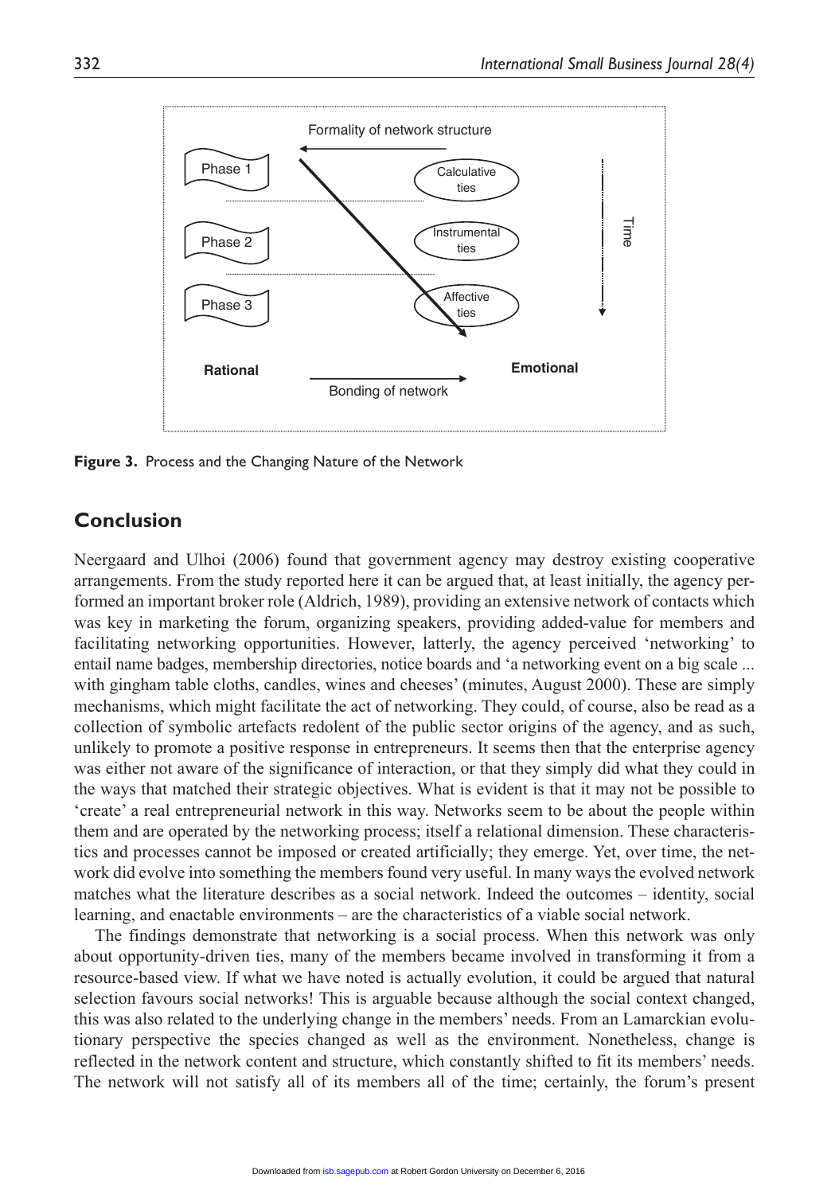Formality of network structure

Phase 1

Phase 2

Phase 3

Calculative ties

Instrumental ties

Affective ties

Time

Rational

Emotional

Bonding of network

**Figure 3.** Process and the Changing Nature of the Network

## Conclusion

Neergaard and Ulhoi (2006) found that government agency may destroy existing cooperative arrangements. From the study reported here it can be argued that, at least initially, the agency performed an important broker role (Aldrich, 1989), providing an extensive network of contacts which was key in marketing the forum, organizing speakers, providing added-value for members and facilitating networking opportunities. However, latterly, the agency perceived 'networking' to entail name badges, membership directories, notice boards and 'a networking event on a big scale ... with gingham table cloths, candles, wines and cheeses' (minutes, August 2000). These are simply mechanisms, which might facilitate the act of networking. They could, of course, also be read as a collection of symbolic artefacts redolent of the public sector origins of the agency, and as such, unlikely to promote a positive response in entrepreneurs. It seems then that the enterprise agency was either not aware of the significance of interaction, or that they simply did what they could in the ways that matched their strategic objectives. What is evident is that it may not be possible to 'create' a real entrepreneurial network in this way. Networks seem to be about the people within them and are operated by the networking process; itself a relational dimension. These characteristics and processes cannot be imposed or created artificially; they emerge. Yet, over time, the network did evolve into something the members found very useful. In many ways the evolved network matches what the literature describes as a social network. Indeed the outcomes – identity, social learning, and enactable environments – are the characteristics of a viable social network.

The findings demonstrate that networking is a social process. When this network was only about opportunity-driven ties, many of the members became involved in transforming it from a resource-based view. If what we have noted is actually evolution, it could be argued that natural selection favours social networks! This is arguable because although the social context changed, this was also related to the underlying change in the members' needs. From an Lamarckian evolutionary perspective the species changed as well as the environment. Nonetheless, change is reflected in the network content and structure, which constantly shifted to fit its members' needs. The network will not satisfy all of its members all of the time; certainly, the forum's present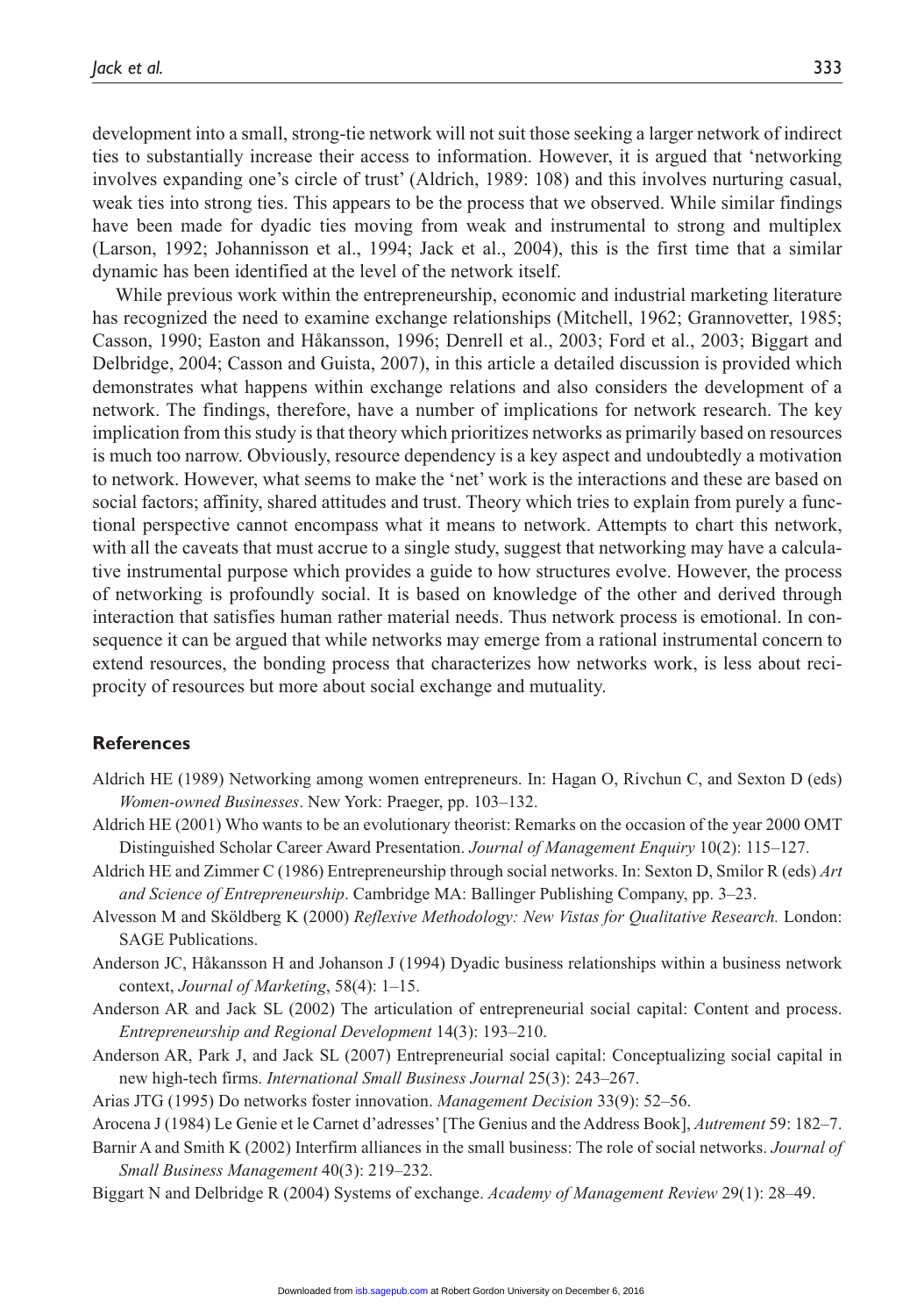development into a small, strong-tie network will not suit those seeking a larger network of indirect ties to substantially increase their access to information. However, it is argued that 'networking involves expanding one's circle of trust' (Aldrich, 1989: 108) and this involves nurturing casual, weak ties into strong ties. This appears to be the process that we observed. While similar findings have been made for dyadic ties moving from weak and instrumental to strong and multiplex (Larson, 1992; Johannisson et al., 1994; Jack et al., 2004), this is the first time that a similar dynamic has been identified at the level of the network itself.

While previous work within the entrepreneurship, economic and industrial marketing literature has recognized the need to examine exchange relationships (Mitchell, 1962; Grannovetter, 1985; Casson, 1990; Easton and Håkansson, 1996; Denrell et al., 2003; Ford et al., 2003; Biggart and Delbridge, 2004; Casson and Guista, 2007), in this article a detailed discussion is provided which demonstrates what happens within exchange relations and also considers the development of a network. The findings, therefore, have a number of implications for network research. The key implication from this study is that theory which prioritizes networks as primarily based on resources is much too narrow. Obviously, resource dependency is a key aspect and undoubtedly a motivation to network. However, what seems to make the 'net' work is the interactions and these are based on social factors; affinity, shared attitudes and trust. Theory which tries to explain from purely a functional perspective cannot encompass what it means to network. Attempts to chart this network, with all the caveats that must accrue to a single study, suggest that networking may have a calculative instrumental purpose which provides a guide to how structures evolve. However, the process of networking is profoundly social. It is based on knowledge of the other and derived through interaction that satisfies human rather material needs. Thus network process is emotional. In consequence it can be argued that while networks may emerge from a rational instrumental concern to extend resources, the bonding process that characterizes how networks work, is less about reciprocity of resources but more about social exchange and mutuality.

## References

Aldrich HE (1989) Networking among women entrepreneurs. In: Hagan O, Rivchun C, and Sexton D (eds) *Women-owned Businesses*. New York: Praeger, pp. 103–132.

Aldrich HE (2001) Who wants to be an evolutionary theorist: Remarks on the occasion of the year 2000 OMT Distinguished Scholar Career Award Presentation. *Journal of Management Enquiry* 10(2): 115–127.

Aldrich HE and Zimmer C (1986) Entrepreneurship through social networks. In: Sexton D, Smilor R (eds) *Art and Science of Entrepreneurship*. Cambridge MA: Ballinger Publishing Company, pp. 3–23.

Alvesson M and Sköldberg K (2000) *Reflexive Methodology: New Vistas for Qualitative Research.* London: SAGE Publications.

Anderson JC, Håkansson H and Johanson J (1994) Dyadic business relationships within a business network context, *Journal of Marketing*, 58(4): 1–15.

Anderson AR and Jack SL (2002) The articulation of entrepreneurial social capital: Content and process. *Entrepreneurship and Regional Development* 14(3): 193–210.

Anderson AR, Park J, and Jack SL (2007) Entrepreneurial social capital: Conceptualizing social capital in new high-tech firms. *International Small Business Journal* 25(3): 243–267.

Arias JTG (1995) Do networks foster innovation. *Management Decision* 33(9): 52–56.

Arocena J (1984) Le Genie et le Carnet d'adresses' [The Genius and the Address Book], *Autrement* 59: 182–7.

Barnir A and Smith K (2002) Interfirm alliances in the small business: The role of social networks. *Journal of Small Business Management* 40(3): 219–232.

Biggart N and Delbridge R (2004) Systems of exchange. *Academy of Management Review* 29(1): 28–49.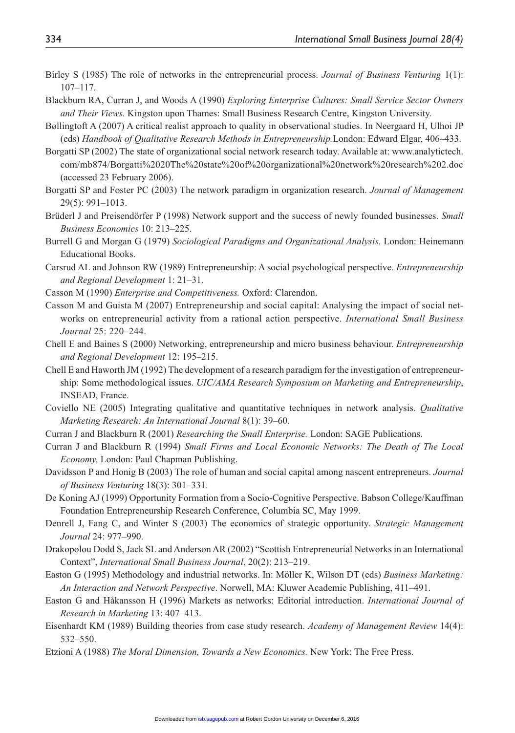Birley S (1985) The role of networks in the entrepreneurial process. *Journal of Business Venturing* 1(1): 107–117.

Blackburn RA, Curran J, and Woods A (1990) *Exploring Enterprise Cultures: Small Service Sector Owners and Their Views.* Kingston upon Thames: Small Business Research Centre, Kingston University.

Bøllingtoft A (2007) A critical realist approach to quality in observational studies. In Neergaard H, Ulhoi JP (eds) *Handbook of Qualitative Research Methods in Entrepreneurship.*London: Edward Elgar, 406–433.

Borgatti SP (2002) The state of organizational social network research today. Available at: www.analytictech.com/mb874/Borgatti%2020The%20state%20of%20organizational%20network%20research%202.doc (accessed 23 February 2006).

Borgatti SP and Foster PC (2003) The network paradigm in organization research. *Journal of Management* 29(5): 991–1013.

Brüderl J and Preisendörfer P (1998) Network support and the success of newly founded businesses. *Small Business Economics* 10: 213–225.

Burrell G and Morgan G (1979) *Sociological Paradigms and Organizational Analysis.* London: Heinemann Educational Books.

Carsrud AL and Johnson RW (1989) Entrepreneurship: A social psychological perspective. *Entrepreneurship and Regional Development* 1: 21–31.

Casson M (1990) *Enterprise and Competitiveness.* Oxford: Clarendon.

Casson M and Guista M (2007) Entrepreneurship and social capital: Analysing the impact of social networks on entrepreneurial activity from a rational action perspective. *International Small Business Journal* 25: 220–244.

Chell E and Baines S (2000) Networking, entrepreneurship and micro business behaviour. *Entrepreneurship and Regional Development* 12: 195–215.

Chell E and Haworth JM (1992) The development of a research paradigm for the investigation of entrepreneurship: Some methodological issues. *UIC/AMA Research Symposium on Marketing and Entrepreneurship*, INSEAD, France.

Coviello NE (2005) Integrating qualitative and quantitative techniques in network analysis. *Qualitative Marketing Research: An International Journal* 8(1): 39–60.

Curran J and Blackburn R (2001) *Researching the Small Enterprise.* London: SAGE Publications.

Curran J and Blackburn R (1994) *Small Firms and Local Economic Networks: The Death of The Local Economy.* London: Paul Chapman Publishing.

Davidsson P and Honig B (2003) The role of human and social capital among nascent entrepreneurs. *Journal of Business Venturing* 18(3): 301–331.

De Koning AJ (1999) Opportunity Formation from a Socio-Cognitive Perspective. Babson College/Kauffman Foundation Entrepreneurship Research Conference, Columbia SC, May 1999.

Denrell J, Fang C, and Winter S (2003) The economics of strategic opportunity. *Strategic Management Journal* 24: 977–990.

Drakopolou Dodd S, Jack SL and Anderson AR (2002) "Scottish Entrepreneurial Networks in an International Context", *International Small Business Journal*, 20(2): 213–219.

Easton G (1995) Methodology and industrial networks. In: Möller K, Wilson DT (eds) *Business Marketing: An Interaction and Network Perspective*. Norwell, MA: Kluwer Academic Publishing, 411–491.

Easton G and Håkansson H (1996) Markets as networks: Editorial introduction. *International Journal of Research in Marketing* 13: 407–413.

Eisenhardt KM (1989) Building theories from case study research. *Academy of Management Review* 14(4): 532–550.

Etzioni A (1988) *The Moral Dimension, Towards a New Economics.* New York: The Free Press.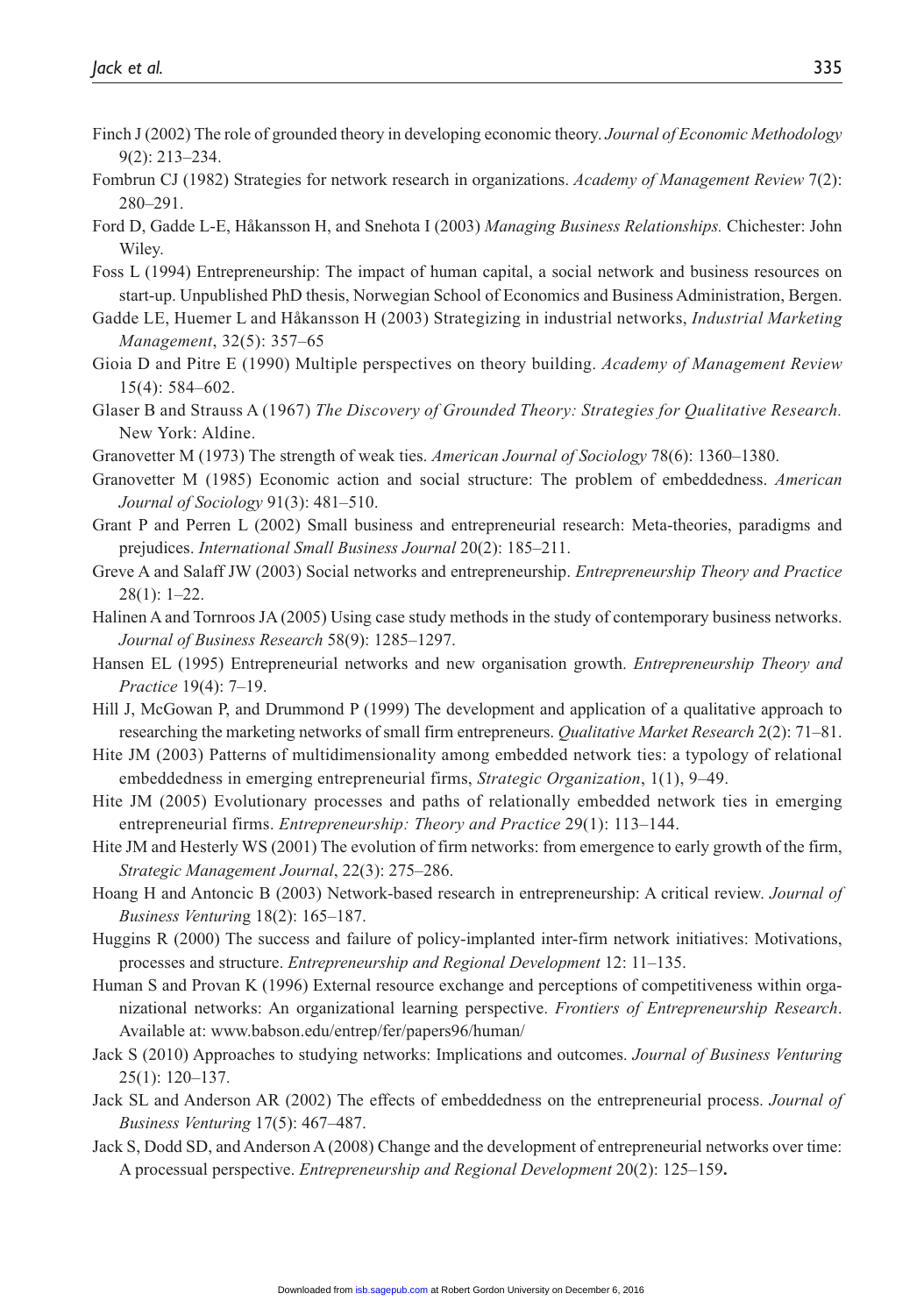Finch J (2002) The role of grounded theory in developing economic theory. *Journal of Economic Methodology* 9(2): 213–234.

Fombrun CJ (1982) Strategies for network research in organizations. *Academy of Management Review* 7(2): 280–291.

Ford D, Gadde L-E, Håkansson H, and Snehota I (2003) *Managing Business Relationships.* Chichester: John Wiley.

Foss L (1994) Entrepreneurship: The impact of human capital, a social network and business resources on start-up. Unpublished PhD thesis, Norwegian School of Economics and Business Administration, Bergen.

Gadde LE, Huemer L and Håkansson H (2003) Strategizing in industrial networks, *Industrial Marketing Management*, 32(5): 357–65

Gioia D and Pitre E (1990) Multiple perspectives on theory building. *Academy of Management Review* 15(4): 584–602.

Glaser B and Strauss A (1967) *The Discovery of Grounded Theory: Strategies for Qualitative Research.* New York: Aldine.

Granovetter M (1973) The strength of weak ties. *American Journal of Sociology* 78(6): 1360–1380.

Granovetter M (1985) Economic action and social structure: The problem of embeddedness. *American Journal of Sociology* 91(3): 481–510.

Grant P and Perren L (2002) Small business and entrepreneurial research: Meta-theories, paradigms and prejudices. *International Small Business Journal* 20(2): 185–211.

Greve A and Salaff JW (2003) Social networks and entrepreneurship. *Entrepreneurship Theory and Practice* 28(1): 1–22.

Halinen A and Tornroos JA (2005) Using case study methods in the study of contemporary business networks. *Journal of Business Research* 58(9): 1285–1297.

Hansen EL (1995) Entrepreneurial networks and new organisation growth. *Entrepreneurship Theory and Practice* 19(4): 7–19.

Hill J, McGowan P, and Drummond P (1999) The development and application of a qualitative approach to researching the marketing networks of small firm entrepreneurs. *Qualitative Market Research* 2(2): 71–81.

Hite JM (2003) Patterns of multidimensionality among embedded network ties: a typology of relational embeddedness in emerging entrepreneurial firms, *Strategic Organization*, 1(1), 9–49.

Hite JM (2005) Evolutionary processes and paths of relationally embedded network ties in emerging entrepreneurial firms. *Entrepreneurship: Theory and Practice* 29(1): 113–144.

Hite JM and Hesterly WS (2001) The evolution of firm networks: from emergence to early growth of the firm, *Strategic Management Journal*, 22(3): 275–286.

Hoang H and Antoncic B (2003) Network-based research in entrepreneurship: A critical review. *Journal of Business Venturing* 18(2): 165–187.

Huggins R (2000) The success and failure of policy-implanted inter-firm network initiatives: Motivations, processes and structure. *Entrepreneurship and Regional Development* 12: 11–135.

Human S and Provan K (1996) External resource exchange and perceptions of competitiveness within organizational networks: An organizational learning perspective. *Frontiers of Entrepreneurship Research*. Available at: www.babson.edu/entrep/fer/papers96/human/

Jack S (2010) Approaches to studying networks: Implications and outcomes. *Journal of Business Venturing* 25(1): 120–137.

Jack SL and Anderson AR (2002) The effects of embeddedness on the entrepreneurial process. *Journal of Business Venturing* 17(5): 467–487.

Jack S, Dodd SD, and Anderson A (2008) Change and the development of entrepreneurial networks over time: A processual perspective. *Entrepreneurship and Regional Development* 20(2): 125–159**.**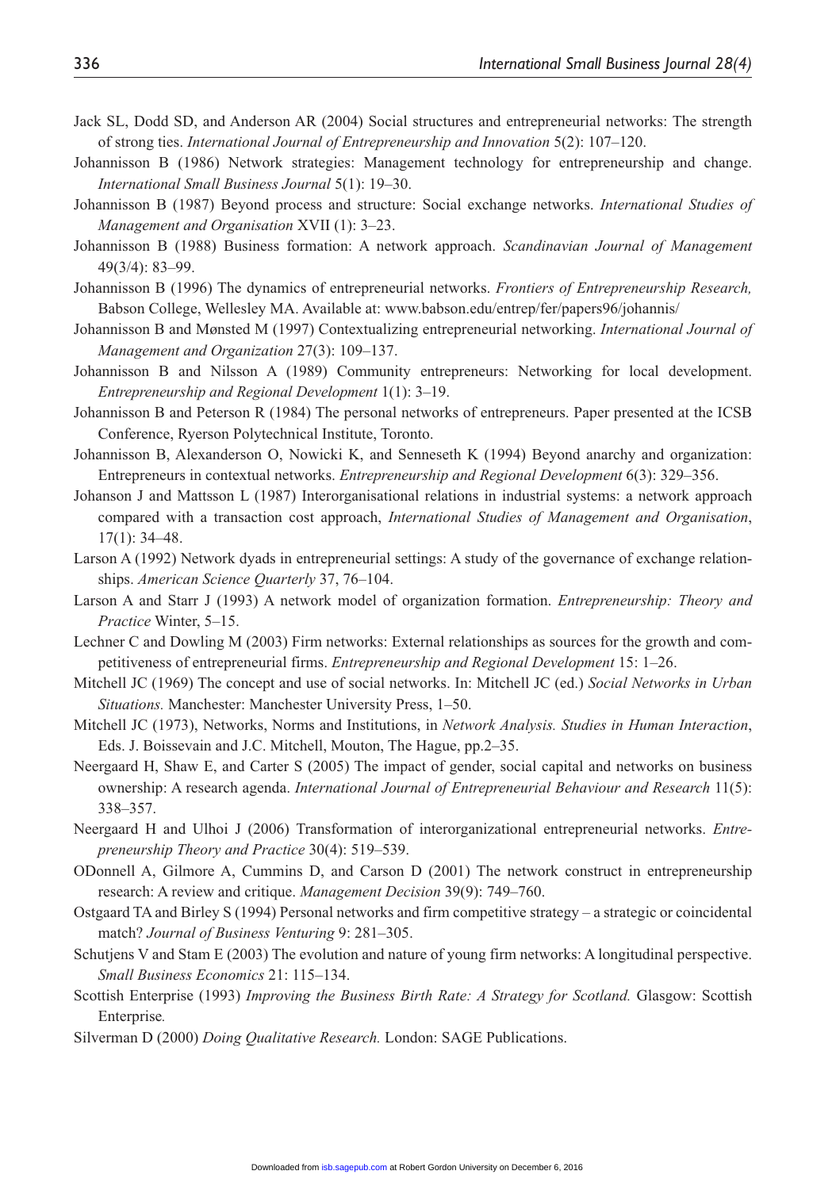Jack SL, Dodd SD, and Anderson AR (2004) Social structures and entrepreneurial networks: The strength of strong ties. *International Journal of Entrepreneurship and Innovation* 5(2): 107–120.

Johannisson B (1986) Network strategies: Management technology for entrepreneurship and change. *International Small Business Journal* 5(1): 19–30.

Johannisson B (1987) Beyond process and structure: Social exchange networks. *International Studies of Management and Organisation* XVII (1): 3–23.

Johannisson B (1988) Business formation: A network approach. *Scandinavian Journal of Management* 49(3/4): 83–99.

Johannisson B (1996) The dynamics of entrepreneurial networks. *Frontiers of Entrepreneurship Research,* Babson College, Wellesley MA. Available at: www.babson.edu/entrep/fer/papers96/johannis/

Johannisson B and Mønsted M (1997) Contextualizing entrepreneurial networking. *International Journal of Management and Organization* 27(3): 109–137.

Johannisson B and Nilsson A (1989) Community entrepreneurs: Networking for local development. *Entrepreneurship and Regional Development* 1(1): 3–19.

Johannisson B and Peterson R (1984) The personal networks of entrepreneurs. Paper presented at the ICSB Conference, Ryerson Polytechnical Institute, Toronto.

Johannisson B, Alexanderson O, Nowicki K, and Senneseth K (1994) Beyond anarchy and organization: Entrepreneurs in contextual networks. *Entrepreneurship and Regional Development* 6(3): 329–356.

Johanson J and Mattsson L (1987) Interorganisational relations in industrial systems: a network approach compared with a transaction cost approach, *International Studies of Management and Organisation*, 17(1): 34–48.

Larson A (1992) Network dyads in entrepreneurial settings: A study of the governance of exchange relationships. *American Science Quarterly* 37, 76–104.

Larson A and Starr J (1993) A network model of organization formation. *Entrepreneurship: Theory and Practice* Winter, 5–15.

Lechner C and Dowling M (2003) Firm networks: External relationships as sources for the growth and competitiveness of entrepreneurial firms. *Entrepreneurship and Regional Development* 15: 1–26.

Mitchell JC (1969) The concept and use of social networks. In: Mitchell JC (ed.) *Social Networks in Urban Situations.* Manchester: Manchester University Press, 1–50.

Mitchell JC (1973), Networks, Norms and Institutions, in *Network Analysis. Studies in Human Interaction*, Eds. J. Boissevain and J.C. Mitchell, Mouton, The Hague, pp.2–35.

Neergaard H, Shaw E, and Carter S (2005) The impact of gender, social capital and networks on business ownership: A research agenda. *International Journal of Entrepreneurial Behaviour and Research* 11(5): 338–357.

Neergaard H and Ulhoi J (2006) Transformation of interorganizational entrepreneurial networks. *Entrepreneurship Theory and Practice* 30(4): 519–539.

ODonnell A, Gilmore A, Cummins D, and Carson D (2001) The network construct in entrepreneurship research: A review and critique. *Management Decision* 39(9): 749–760.

Ostgaard TA and Birley S (1994) Personal networks and firm competitive strategy – a strategic or coincidental match? *Journal of Business Venturing* 9: 281–305.

Schutjens V and Stam E (2003) The evolution and nature of young firm networks: A longitudinal perspective. *Small Business Economics* 21: 115–134.

Scottish Enterprise (1993) *Improving the Business Birth Rate: A Strategy for Scotland.* Glasgow: Scottish Enterprise*.*

Silverman D (2000) *Doing Qualitative Research.* London: SAGE Publications.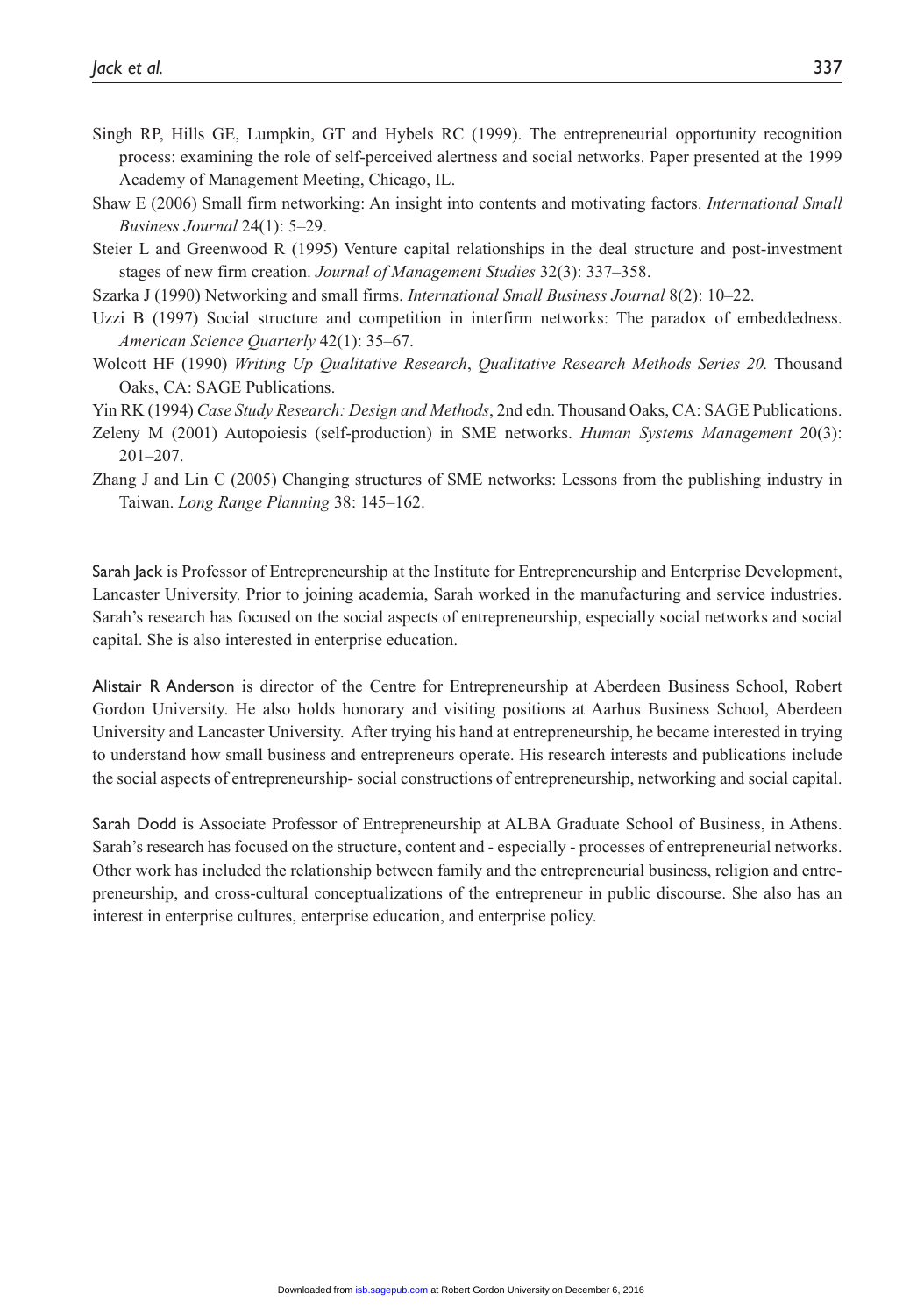Singh RP, Hills GE, Lumpkin, GT and Hybels RC (1999). The entrepreneurial opportunity recognition process: examining the role of self-perceived alertness and social networks. Paper presented at the 1999 Academy of Management Meeting, Chicago, IL.

Shaw E (2006) Small firm networking: An insight into contents and motivating factors. *International Small Business Journal* 24(1): 5–29.

Steier L and Greenwood R (1995) Venture capital relationships in the deal structure and post-investment stages of new firm creation. *Journal of Management Studies* 32(3): 337–358.

Szarka J (1990) Networking and small firms. *International Small Business Journal* 8(2): 10–22.

Uzzi B (1997) Social structure and competition in interfirm networks: The paradox of embeddedness. *American Science Quarterly* 42(1): 35–67.

Wolcott HF (1990) *Writing Up Qualitative Research*, *Qualitative Research Methods Series 20.* Thousand Oaks, CA: SAGE Publications.

Yin RK (1994) *Case Study Research: Design and Methods*, 2nd edn. Thousand Oaks, CA: SAGE Publications.

Zeleny M (2001) Autopoiesis (self-production) in SME networks. *Human Systems Management* 20(3): 201–207.

Zhang J and Lin C (2005) Changing structures of SME networks: Lessons from the publishing industry in Taiwan. *Long Range Planning* 38: 145–162.

Sarah Jack is Professor of Entrepreneurship at the Institute for Entrepreneurship and Enterprise Development, Lancaster University. Prior to joining academia, Sarah worked in the manufacturing and service industries. Sarah's research has focused on the social aspects of entrepreneurship, especially social networks and social capital. She is also interested in enterprise education.

Alistair R Anderson is director of the Centre for Entrepreneurship at Aberdeen Business School, Robert Gordon University. He also holds honorary and visiting positions at Aarhus Business School, Aberdeen University and Lancaster University. After trying his hand at entrepreneurship, he became interested in trying to understand how small business and entrepreneurs operate. His research interests and publications include the social aspects of entrepreneurship- social constructions of entrepreneurship, networking and social capital.

Sarah Dodd is Associate Professor of Entrepreneurship at ALBA Graduate School of Business, in Athens. Sarah's research has focused on the structure, content and - especially - processes of entrepreneurial networks. Other work has included the relationship between family and the entrepreneurial business, religion and entrepreneurship, and cross-cultural conceptualizations of the entrepreneur in public discourse. She also has an interest in enterprise cultures, enterprise education, and enterprise policy.